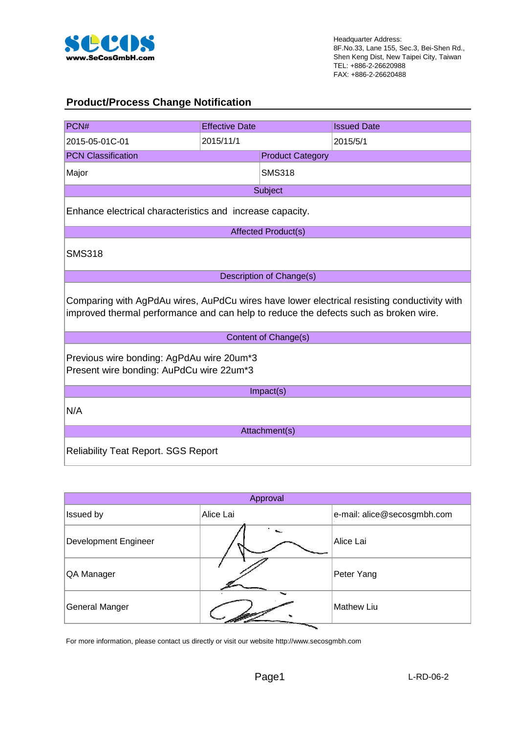Headquarter Address:
8F.No.33, Lane 155, Sec.3, Bei-Shen Rd.,
Shen Keng Dist, New Taipei City, Taiwan
TEL: +886-2-26620988
FAX: +886-2-26620488

www.SeCosGmbH.com

## Product/Process Change Notification

| PCN# | Effective Date | Issued Date |
|---|---|---|
| 2015-05-01C-01 | 2015/11/1 | 2015/5/1 |

| PCN Classification | Product Category |
|---|---|
| Major | SMS318 |

**Subject**

Enhance electrical characteristics and increase capacity.

**Affected Product(s)**

SMS318

**Description of Change(s)**

Comparing with AgPdAu wires, AuPdCu wires have lower electrical resisting conductivity with improved thermal performance and can help to reduce the defects such as broken wire.

**Content of Change(s)**

Previous wire bonding: AgPdAu wire 20um*3
Present wire bonding: AuPdCu wire 22um*3

**Impact(s)**

N/A

**Attachment(s)**

Reliability Teat Report. SGS Report

| Approval | | |
|---|---|---|
| Issued by | Alice Lai | e-mail: alice@secosgmbh.com |
| Development Engineer | | Alice Lai |
| QA Manager | | Peter Yang |
| General Manger | | Mathew Liu |

For more information, please contact us directly or visit our website http://www.secosgmbh.com

L-RD-06-2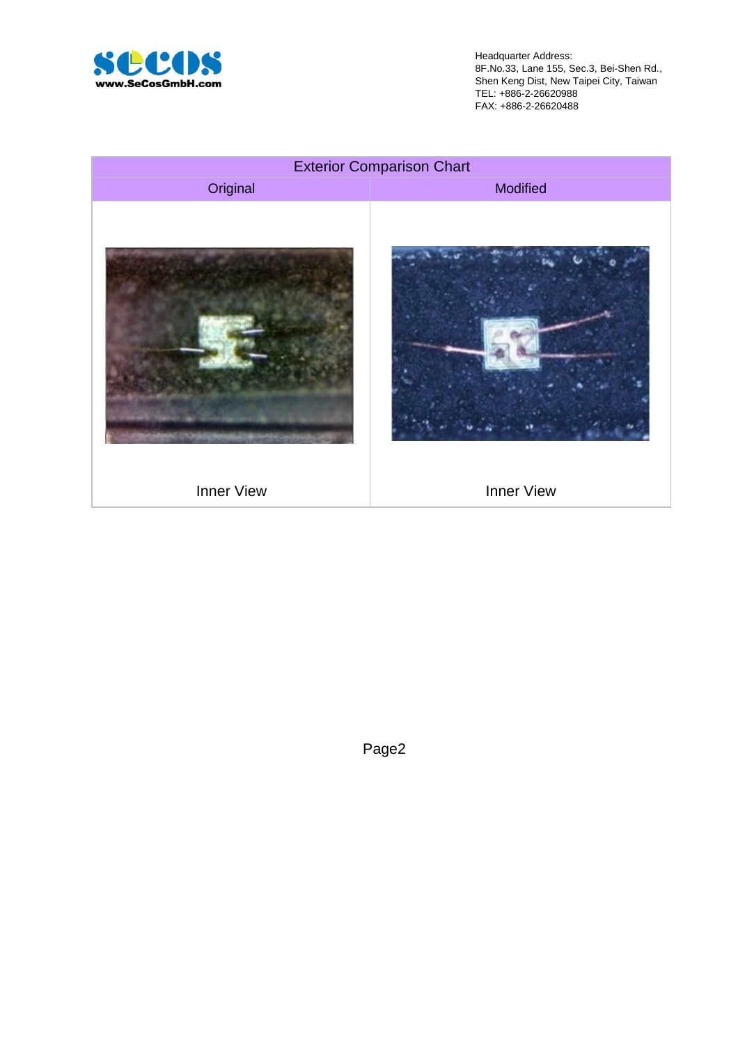Headquarter Address:
8F.No.33, Lane 155, Sec.3, Bei-Shen Rd.,
Shen Keng Dist, New Taipei City, Taiwan
TEL: +886-2-26620988
FAX: +886-2-26620488

| Exterior Comparison Chart | |
|---|---|
| Original | Modified |
| Inner View | Inner View |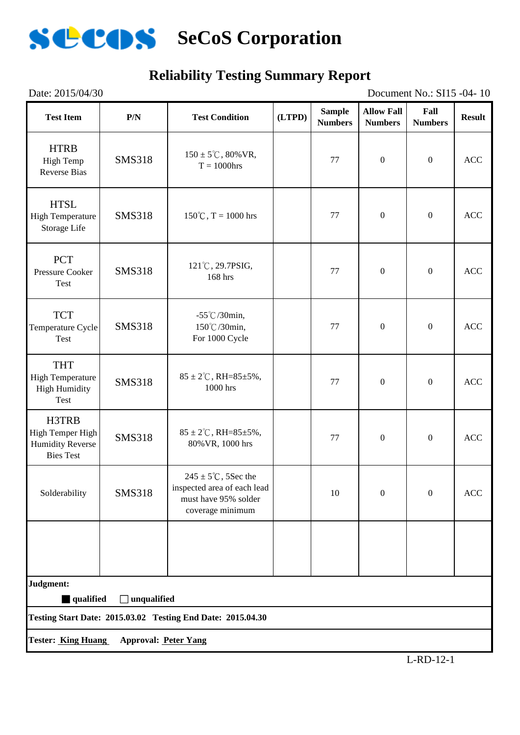# SeCoS Corporation

## Reliability Testing Summary Report

Date: 2015/04/30 Document No.: SI15 -04- 10

| Test Item | P/N | Test Condition | (LTPD) | Sample Numbers | Allow Fall Numbers | Fall Numbers | Result |
|---|---|---|---|---|---|---|---|
| HTRB High Temp Reverse Bias | SMS318 | 150 ± 5℃, 80%VR, T = 1000hrs | | 77 | 0 | 0 | ACC |
| HTSL High Temperature Storage Life | SMS318 | 150℃, T = 1000 hrs | | 77 | 0 | 0 | ACC |
| PCT Pressure Cooker Test | SMS318 | 121℃, 29.7PSIG, 168 hrs | | 77 | 0 | 0 | ACC |
| TCT Temperature Cycle Test | SMS318 | -55℃/30min, 150℃/30min, For 1000 Cycle | | 77 | 0 | 0 | ACC |
| THT High Temperature High Humidity Test | SMS318 | 85 ± 2℃, RH=85±5%, 1000 hrs | | 77 | 0 | 0 | ACC |
| H3TRB High Temper High Humidity Reverse Bies Test | SMS318 | 85 ± 2℃, RH=85±5%, 80%VR, 1000 hrs | | 77 | 0 | 0 | ACC |
| Solderability | SMS318 | 245 ± 5℃, 5Sec the inspected area of each lead must have 95% solder coverage minimum | | 10 | 0 | 0 | ACC |
| | | | | | | | |

**Judgment:**

■ **qualified** □ **unqualified**

**Testing Start Date: 2015.03.02 Testing End Date: 2015.04.30**

**Tester:** **King Huang** **Approval:** **Peter Yang**

L-RD-12-1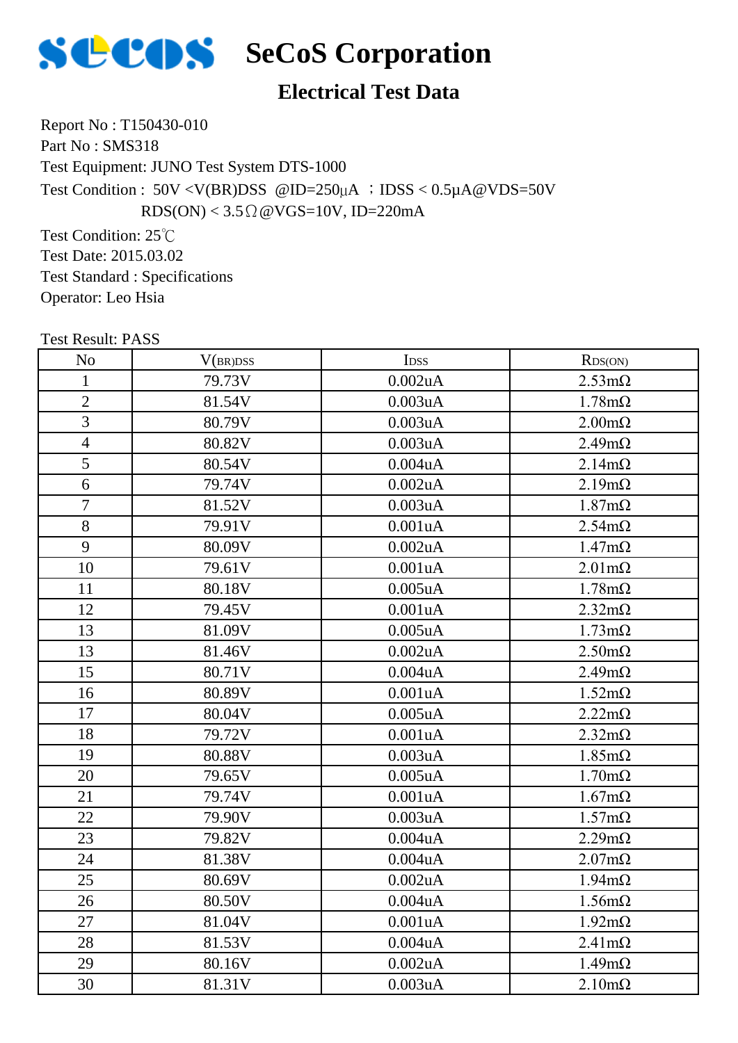# SeCoS Corporation

## Electrical Test Data

Report No : T150430-010

Part No : SMS318

Test Equipment: JUNO Test System DTS-1000

Test Condition : 50V <V(BR)DSS @ID=250μA ；IDSS < 0.5μA@VDS=50V

RDS(ON) < 3.5Ω@VGS=10V, ID=220mA

Test Condition: 25℃

Test Date: 2015.03.02

Test Standard : Specifications

Operator: Leo Hsia

Test Result: PASS

| No | $V_{(BR)DSS}$ | $I_{DSS}$ | $R_{DS(ON)}$ |
|---|---|---|---|
| 1 | 79.73V | 0.002uA | 2.53mΩ |
| 2 | 81.54V | 0.003uA | 1.78mΩ |
| 3 | 80.79V | 0.003uA | 2.00mΩ |
| 4 | 80.82V | 0.003uA | 2.49mΩ |
| 5 | 80.54V | 0.004uA | 2.14mΩ |
| 6 | 79.74V | 0.002uA | 2.19mΩ |
| 7 | 81.52V | 0.003uA | 1.87mΩ |
| 8 | 79.91V | 0.001uA | 2.54mΩ |
| 9 | 80.09V | 0.002uA | 1.47mΩ |
| 10 | 79.61V | 0.001uA | 2.01mΩ |
| 11 | 80.18V | 0.005uA | 1.78mΩ |
| 12 | 79.45V | 0.001uA | 2.32mΩ |
| 13 | 81.09V | 0.005uA | 1.73mΩ |
| 13 | 81.46V | 0.002uA | 2.50mΩ |
| 15 | 80.71V | 0.004uA | 2.49mΩ |
| 16 | 80.89V | 0.001uA | 1.52mΩ |
| 17 | 80.04V | 0.005uA | 2.22mΩ |
| 18 | 79.72V | 0.001uA | 2.32mΩ |
| 19 | 80.88V | 0.003uA | 1.85mΩ |
| 20 | 79.65V | 0.005uA | 1.70mΩ |
| 21 | 79.74V | 0.001uA | 1.67mΩ |
| 22 | 79.90V | 0.003uA | 1.57mΩ |
| 23 | 79.82V | 0.004uA | 2.29mΩ |
| 24 | 81.38V | 0.004uA | 2.07mΩ |
| 25 | 80.69V | 0.002uA | 1.94mΩ |
| 26 | 80.50V | 0.004uA | 1.56mΩ |
| 27 | 81.04V | 0.001uA | 1.92mΩ |
| 28 | 81.53V | 0.004uA | 2.41mΩ |
| 29 | 80.16V | 0.002uA | 1.49mΩ |
| 30 | 81.31V | 0.003uA | 2.10mΩ |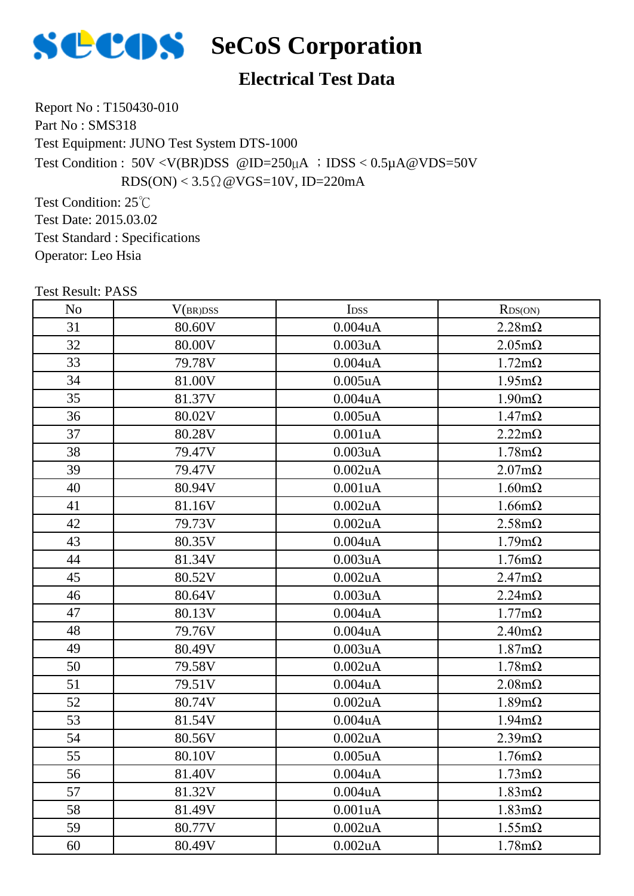# SeCoS Corporation

## Electrical Test Data

Report No : T150430-010

Part No : SMS318

Test Equipment: JUNO Test System DTS-1000

Test Condition : 50V <V(BR)DSS @ID=250μA ；IDSS < 0.5μA@VDS=50V

RDS(ON) < 3.5Ω@VGS=10V, ID=220mA

Test Condition: 25℃

Test Date: 2015.03.02

Test Standard : Specifications

Operator: Leo Hsia

Test Result: PASS

| No | $V_{(BR)DSS}$ | $I_{DSS}$ | $R_{DS(ON)}$ |
|---|---|---|---|
| 31 | 80.60V | 0.004uA | 2.28mΩ |
| 32 | 80.00V | 0.003uA | 2.05mΩ |
| 33 | 79.78V | 0.004uA | 1.72mΩ |
| 34 | 81.00V | 0.005uA | 1.95mΩ |
| 35 | 81.37V | 0.004uA | 1.90mΩ |
| 36 | 80.02V | 0.005uA | 1.47mΩ |
| 37 | 80.28V | 0.001uA | 2.22mΩ |
| 38 | 79.47V | 0.003uA | 1.78mΩ |
| 39 | 79.47V | 0.002uA | 2.07mΩ |
| 40 | 80.94V | 0.001uA | 1.60mΩ |
| 41 | 81.16V | 0.002uA | 1.66mΩ |
| 42 | 79.73V | 0.002uA | 2.58mΩ |
| 43 | 80.35V | 0.004uA | 1.79mΩ |
| 44 | 81.34V | 0.003uA | 1.76mΩ |
| 45 | 80.52V | 0.002uA | 2.47mΩ |
| 46 | 80.64V | 0.003uA | 2.24mΩ |
| 47 | 80.13V | 0.004uA | 1.77mΩ |
| 48 | 79.76V | 0.004uA | 2.40mΩ |
| 49 | 80.49V | 0.003uA | 1.87mΩ |
| 50 | 79.58V | 0.002uA | 1.78mΩ |
| 51 | 79.51V | 0.004uA | 2.08mΩ |
| 52 | 80.74V | 0.002uA | 1.89mΩ |
| 53 | 81.54V | 0.004uA | 1.94mΩ |
| 54 | 80.56V | 0.002uA | 2.39mΩ |
| 55 | 80.10V | 0.005uA | 1.76mΩ |
| 56 | 81.40V | 0.004uA | 1.73mΩ |
| 57 | 81.32V | 0.004uA | 1.83mΩ |
| 58 | 81.49V | 0.001uA | 1.83mΩ |
| 59 | 80.77V | 0.002uA | 1.55mΩ |
| 60 | 80.49V | 0.002uA | 1.78mΩ |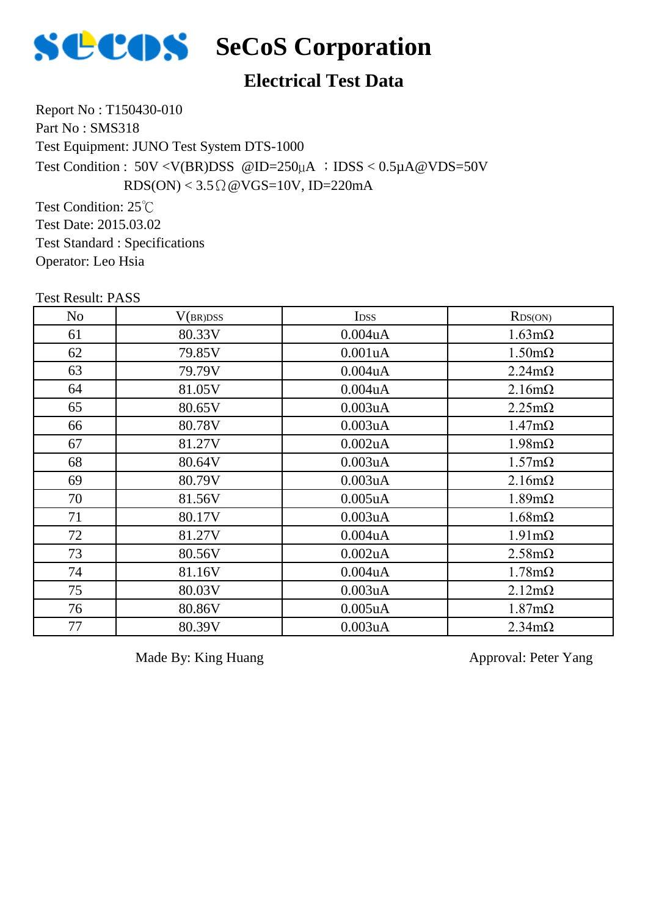# SeCoS Corporation

## Electrical Test Data

Report No : T150430-010

Part No : SMS318

Test Equipment: JUNO Test System DTS-1000

Test Condition : 50V <V(BR)DSS @ID=250μA ；IDSS < 0.5μA@VDS=50V

RDS(ON) < 3.5Ω@VGS=10V, ID=220mA

Test Condition: 25℃

Test Date: 2015.03.02

Test Standard : Specifications

Operator: Leo Hsia

Test Result: PASS

| No | $V_{(BR)DSS}$ | $I_{DSS}$ | $R_{DS(ON)}$ |
|---|---|---|---|
| 61 | 80.33V | 0.004uA | 1.63mΩ |
| 62 | 79.85V | 0.001uA | 1.50mΩ |
| 63 | 79.79V | 0.004uA | 2.24mΩ |
| 64 | 81.05V | 0.004uA | 2.16mΩ |
| 65 | 80.65V | 0.003uA | 2.25mΩ |
| 66 | 80.78V | 0.003uA | 1.47mΩ |
| 67 | 81.27V | 0.002uA | 1.98mΩ |
| 68 | 80.64V | 0.003uA | 1.57mΩ |
| 69 | 80.79V | 0.003uA | 2.16mΩ |
| 70 | 81.56V | 0.005uA | 1.89mΩ |
| 71 | 80.17V | 0.003uA | 1.68mΩ |
| 72 | 81.27V | 0.004uA | 1.91mΩ |
| 73 | 80.56V | 0.002uA | 2.58mΩ |
| 74 | 81.16V | 0.004uA | 1.78mΩ |
| 75 | 80.03V | 0.003uA | 2.12mΩ |
| 76 | 80.86V | 0.005uA | 1.87mΩ |
| 77 | 80.39V | 0.003uA | 2.34mΩ |

Made By: King Huang　　　　　　　　　　Approval: Peter Yang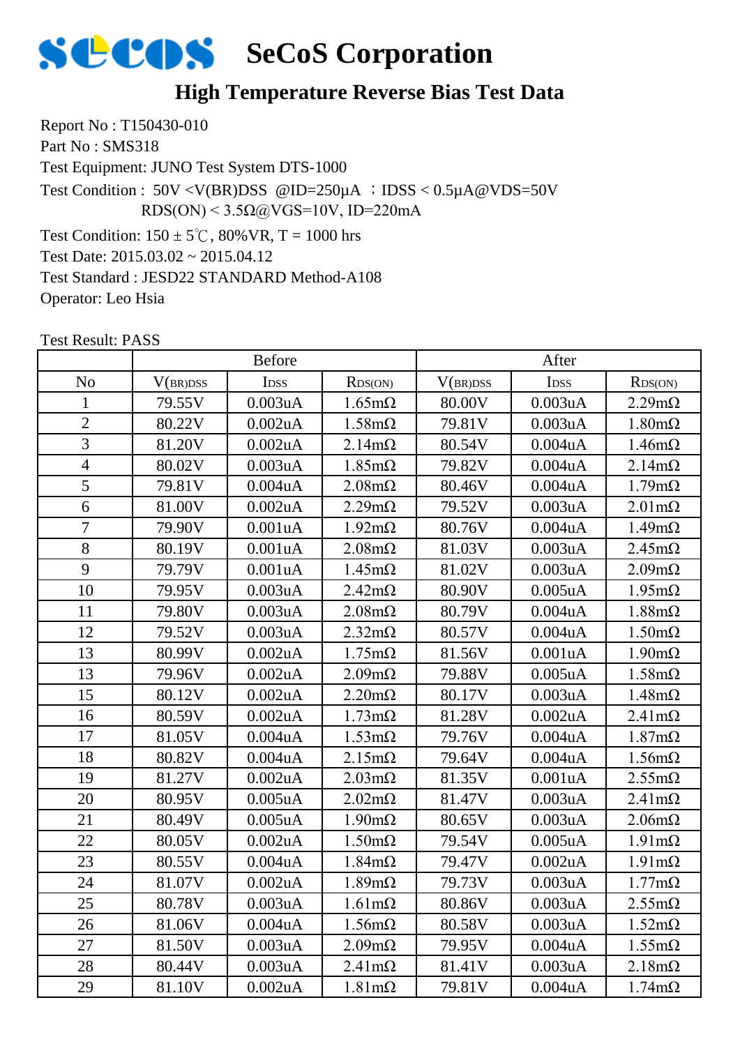# SeCoS Corporation

## High Temperature Reverse Bias Test Data

Report No : T150430-010

Part No : SMS318

Test Equipment: JUNO Test System DTS-1000

Test Condition : 50V <V(BR)DSS @ID=250μA ；IDSS < 0.5μA@VDS=50V
RDS(ON) < 3.5Ω@VGS=10V, ID=220mA

Test Condition: 150 ± 5℃, 80%VR, T = 1000 hrs

Test Date: 2015.03.02 ~ 2015.04.12

Test Standard : JESD22 STANDARD Method-A108

Operator: Leo Hsia

Test Result: PASS

| | Before | | | After | | |
|---|---|---|---|---|---|---|
| No | $V_{(BR)DSS}$ | $I_{DSS}$ | $R_{DS(ON)}$ | $V_{(BR)DSS}$ | $I_{DSS}$ | $R_{DS(ON)}$ |
| 1 | 79.55V | 0.003uA | 1.65mΩ | 80.00V | 0.003uA | 2.29mΩ |
| 2 | 80.22V | 0.002uA | 1.58mΩ | 79.81V | 0.003uA | 1.80mΩ |
| 3 | 81.20V | 0.002uA | 2.14mΩ | 80.54V | 0.004uA | 1.46mΩ |
| 4 | 80.02V | 0.003uA | 1.85mΩ | 79.82V | 0.004uA | 2.14mΩ |
| 5 | 79.81V | 0.004uA | 2.08mΩ | 80.46V | 0.004uA | 1.79mΩ |
| 6 | 81.00V | 0.002uA | 2.29mΩ | 79.52V | 0.003uA | 2.01mΩ |
| 7 | 79.90V | 0.001uA | 1.92mΩ | 80.76V | 0.004uA | 1.49mΩ |
| 8 | 80.19V | 0.001uA | 2.08mΩ | 81.03V | 0.003uA | 2.45mΩ |
| 9 | 79.79V | 0.001uA | 1.45mΩ | 81.02V | 0.003uA | 2.09mΩ |
| 10 | 79.95V | 0.003uA | 2.42mΩ | 80.90V | 0.005uA | 1.95mΩ |
| 11 | 79.80V | 0.003uA | 2.08mΩ | 80.79V | 0.004uA | 1.88mΩ |
| 12 | 79.52V | 0.003uA | 2.32mΩ | 80.57V | 0.004uA | 1.50mΩ |
| 13 | 80.99V | 0.002uA | 1.75mΩ | 81.56V | 0.001uA | 1.90mΩ |
| 13 | 79.96V | 0.002uA | 2.09mΩ | 79.88V | 0.005uA | 1.58mΩ |
| 15 | 80.12V | 0.002uA | 2.20mΩ | 80.17V | 0.003uA | 1.48mΩ |
| 16 | 80.59V | 0.002uA | 1.73mΩ | 81.28V | 0.002uA | 2.41mΩ |
| 17 | 81.05V | 0.004uA | 1.53mΩ | 79.76V | 0.004uA | 1.87mΩ |
| 18 | 80.82V | 0.004uA | 2.15mΩ | 79.64V | 0.004uA | 1.56mΩ |
| 19 | 81.27V | 0.002uA | 2.03mΩ | 81.35V | 0.001uA | 2.55mΩ |
| 20 | 80.95V | 0.005uA | 2.02mΩ | 81.47V | 0.003uA | 2.41mΩ |
| 21 | 80.49V | 0.005uA | 1.90mΩ | 80.65V | 0.003uA | 2.06mΩ |
| 22 | 80.05V | 0.002uA | 1.50mΩ | 79.54V | 0.005uA | 1.91mΩ |
| 23 | 80.55V | 0.004uA | 1.84mΩ | 79.47V | 0.002uA | 1.91mΩ |
| 24 | 81.07V | 0.002uA | 1.89mΩ | 79.73V | 0.003uA | 1.77mΩ |
| 25 | 80.78V | 0.003uA | 1.61mΩ | 80.86V | 0.003uA | 2.55mΩ |
| 26 | 81.06V | 0.004uA | 1.56mΩ | 80.58V | 0.003uA | 1.52mΩ |
| 27 | 81.50V | 0.003uA | 2.09mΩ | 79.95V | 0.004uA | 1.55mΩ |
| 28 | 80.44V | 0.003uA | 2.41mΩ | 81.41V | 0.003uA | 2.18mΩ |
| 29 | 81.10V | 0.002uA | 1.81mΩ | 79.81V | 0.004uA | 1.74mΩ |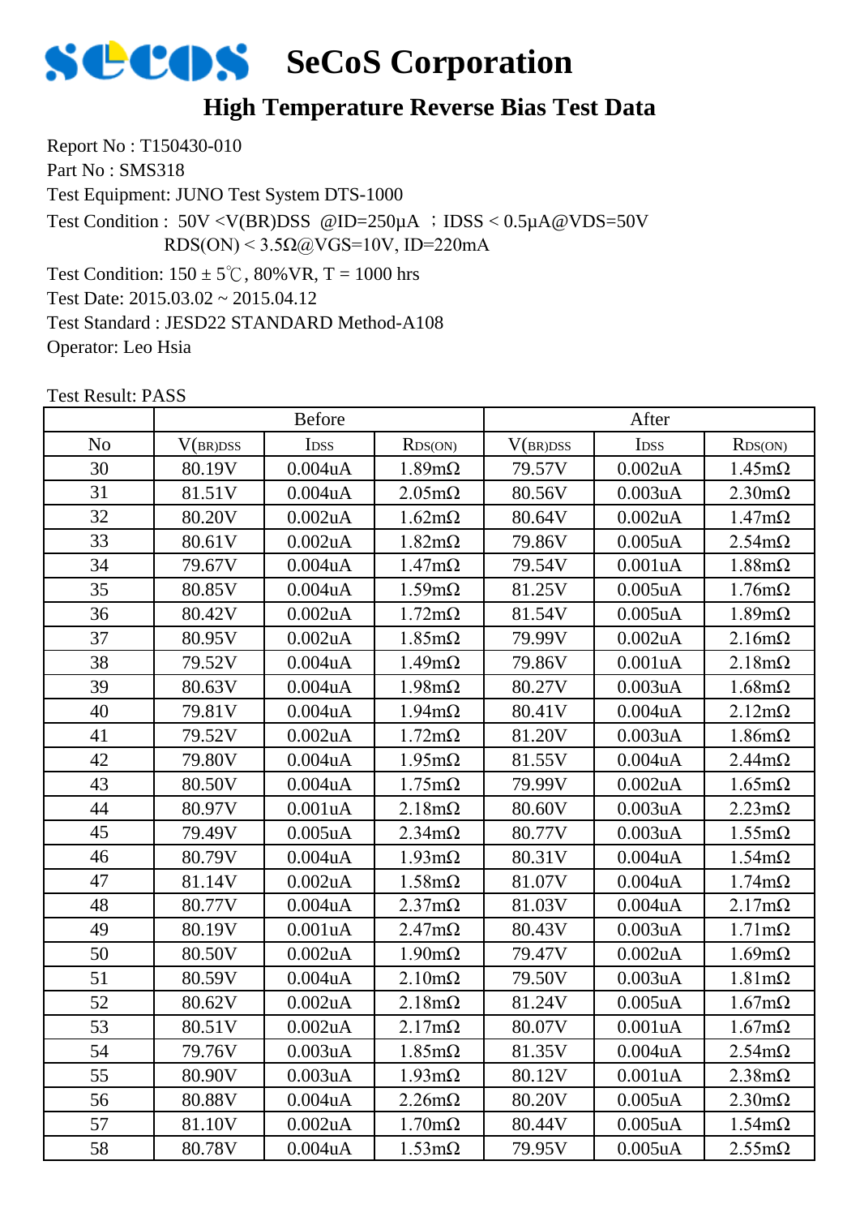# SeCoS Corporation

## High Temperature Reverse Bias Test Data

Report No : T150430-010
Part No : SMS318
Test Equipment: JUNO Test System DTS-1000
Test Condition : 50V <V(BR)DSS @ID=250μA ；IDSS < 0.5μA@VDS=50V
RDS(ON) < 3.5Ω@VGS=10V, ID=220mA
Test Condition: 150 ± 5℃, 80%VR, T = 1000 hrs
Test Date: 2015.03.02 ~ 2015.04.12
Test Standard : JESD22 STANDARD Method-A108
Operator: Leo Hsia

Test Result: PASS

| | Before | | | After | | |
|---|---|---|---|---|---|---|
| No | $V_{(BR)DSS}$ | $I_{DSS}$ | $R_{DS(ON)}$ | $V_{(BR)DSS}$ | $I_{DSS}$ | $R_{DS(ON)}$ |
| 30 | 80.19V | 0.004uA | 1.89mΩ | 79.57V | 0.002uA | 1.45mΩ |
| 31 | 81.51V | 0.004uA | 2.05mΩ | 80.56V | 0.003uA | 2.30mΩ |
| 32 | 80.20V | 0.002uA | 1.62mΩ | 80.64V | 0.002uA | 1.47mΩ |
| 33 | 80.61V | 0.002uA | 1.82mΩ | 79.86V | 0.005uA | 2.54mΩ |
| 34 | 79.67V | 0.004uA | 1.47mΩ | 79.54V | 0.001uA | 1.88mΩ |
| 35 | 80.85V | 0.004uA | 1.59mΩ | 81.25V | 0.005uA | 1.76mΩ |
| 36 | 80.42V | 0.002uA | 1.72mΩ | 81.54V | 0.005uA | 1.89mΩ |
| 37 | 80.95V | 0.002uA | 1.85mΩ | 79.99V | 0.002uA | 2.16mΩ |
| 38 | 79.52V | 0.004uA | 1.49mΩ | 79.86V | 0.001uA | 2.18mΩ |
| 39 | 80.63V | 0.004uA | 1.98mΩ | 80.27V | 0.003uA | 1.68mΩ |
| 40 | 79.81V | 0.004uA | 1.94mΩ | 80.41V | 0.004uA | 2.12mΩ |
| 41 | 79.52V | 0.002uA | 1.72mΩ | 81.20V | 0.003uA | 1.86mΩ |
| 42 | 79.80V | 0.004uA | 1.95mΩ | 81.55V | 0.004uA | 2.44mΩ |
| 43 | 80.50V | 0.004uA | 1.75mΩ | 79.99V | 0.002uA | 1.65mΩ |
| 44 | 80.97V | 0.001uA | 2.18mΩ | 80.60V | 0.003uA | 2.23mΩ |
| 45 | 79.49V | 0.005uA | 2.34mΩ | 80.77V | 0.003uA | 1.55mΩ |
| 46 | 80.79V | 0.004uA | 1.93mΩ | 80.31V | 0.004uA | 1.54mΩ |
| 47 | 81.14V | 0.002uA | 1.58mΩ | 81.07V | 0.004uA | 1.74mΩ |
| 48 | 80.77V | 0.004uA | 2.37mΩ | 81.03V | 0.004uA | 2.17mΩ |
| 49 | 80.19V | 0.001uA | 2.47mΩ | 80.43V | 0.003uA | 1.71mΩ |
| 50 | 80.50V | 0.002uA | 1.90mΩ | 79.47V | 0.002uA | 1.69mΩ |
| 51 | 80.59V | 0.004uA | 2.10mΩ | 79.50V | 0.003uA | 1.81mΩ |
| 52 | 80.62V | 0.002uA | 2.18mΩ | 81.24V | 0.005uA | 1.67mΩ |
| 53 | 80.51V | 0.002uA | 2.17mΩ | 80.07V | 0.001uA | 1.67mΩ |
| 54 | 79.76V | 0.003uA | 1.85mΩ | 81.35V | 0.004uA | 2.54mΩ |
| 55 | 80.90V | 0.003uA | 1.93mΩ | 80.12V | 0.001uA | 2.38mΩ |
| 56 | 80.88V | 0.004uA | 2.26mΩ | 80.20V | 0.005uA | 2.30mΩ |
| 57 | 81.10V | 0.002uA | 1.70mΩ | 80.44V | 0.005uA | 1.54mΩ |
| 58 | 80.78V | 0.004uA | 1.53mΩ | 79.95V | 0.005uA | 2.55mΩ |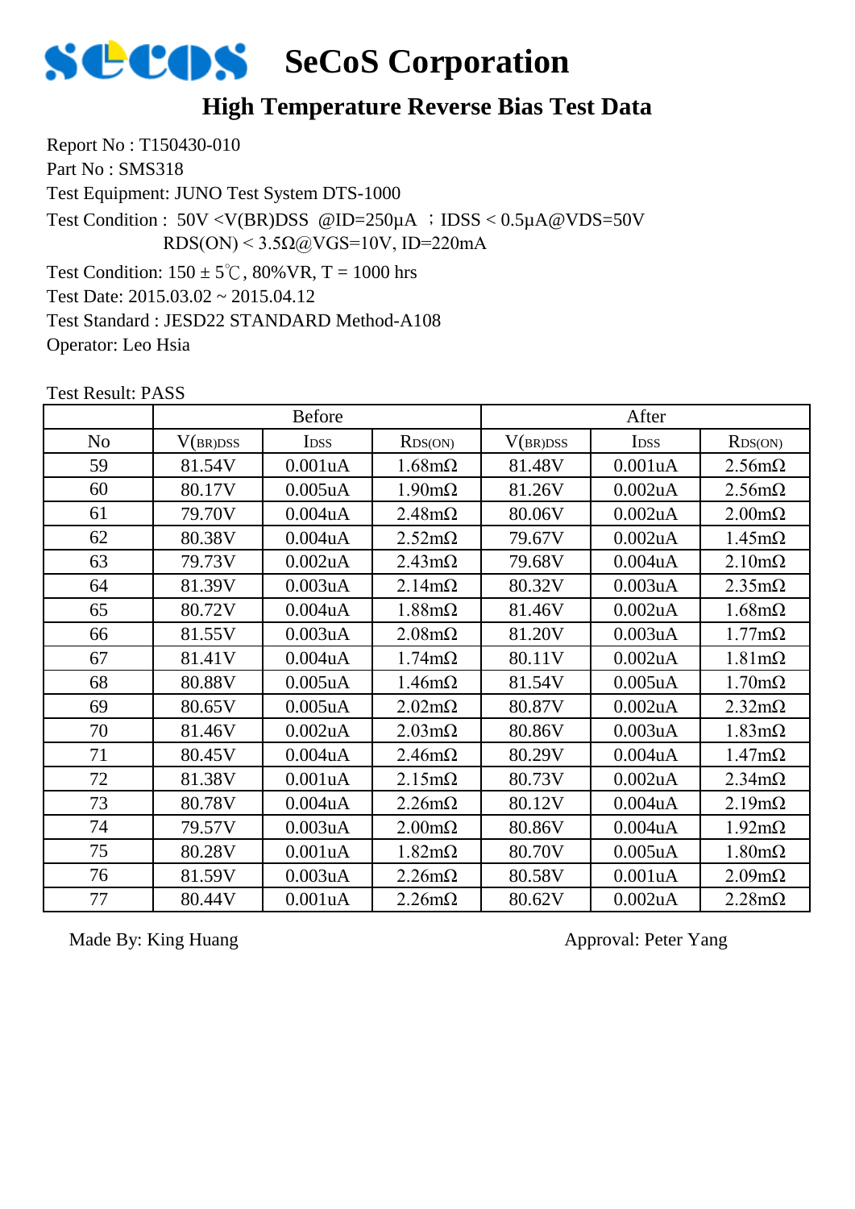# SeCoS Corporation

## High Temperature Reverse Bias Test Data

Report No : T150430-010

Part No : SMS318

Test Equipment: JUNO Test System DTS-1000

Test Condition : 50V <V(BR)DSS @ID=250μA ；IDSS < 0.5μA@VDS=50V
RDS(ON) < 3.5Ω@VGS=10V, ID=220mA

Test Condition: 150 ± 5℃, 80%VR, T = 1000 hrs

Test Date: 2015.03.02 ~ 2015.04.12

Test Standard : JESD22 STANDARD Method-A108

Operator: Leo Hsia

Test Result: PASS

| | Before | | | After | | |
|---|---|---|---|---|---|---|
| No | $V_{(BR)DSS}$ | $I_{DSS}$ | $R_{DS(ON)}$ | $V_{(BR)DSS}$ | $I_{DSS}$ | $R_{DS(ON)}$ |
| 59 | 81.54V | 0.001uA | 1.68mΩ | 81.48V | 0.001uA | 2.56mΩ |
| 60 | 80.17V | 0.005uA | 1.90mΩ | 81.26V | 0.002uA | 2.56mΩ |
| 61 | 79.70V | 0.004uA | 2.48mΩ | 80.06V | 0.002uA | 2.00mΩ |
| 62 | 80.38V | 0.004uA | 2.52mΩ | 79.67V | 0.002uA | 1.45mΩ |
| 63 | 79.73V | 0.002uA | 2.43mΩ | 79.68V | 0.004uA | 2.10mΩ |
| 64 | 81.39V | 0.003uA | 2.14mΩ | 80.32V | 0.003uA | 2.35mΩ |
| 65 | 80.72V | 0.004uA | 1.88mΩ | 81.46V | 0.002uA | 1.68mΩ |
| 66 | 81.55V | 0.003uA | 2.08mΩ | 81.20V | 0.003uA | 1.77mΩ |
| 67 | 81.41V | 0.004uA | 1.74mΩ | 80.11V | 0.002uA | 1.81mΩ |
| 68 | 80.88V | 0.005uA | 1.46mΩ | 81.54V | 0.005uA | 1.70mΩ |
| 69 | 80.65V | 0.005uA | 2.02mΩ | 80.87V | 0.002uA | 2.32mΩ |
| 70 | 81.46V | 0.002uA | 2.03mΩ | 80.86V | 0.003uA | 1.83mΩ |
| 71 | 80.45V | 0.004uA | 2.46mΩ | 80.29V | 0.004uA | 1.47mΩ |
| 72 | 81.38V | 0.001uA | 2.15mΩ | 80.73V | 0.002uA | 2.34mΩ |
| 73 | 80.78V | 0.004uA | 2.26mΩ | 80.12V | 0.004uA | 2.19mΩ |
| 74 | 79.57V | 0.003uA | 2.00mΩ | 80.86V | 0.004uA | 1.92mΩ |
| 75 | 80.28V | 0.001uA | 1.82mΩ | 80.70V | 0.005uA | 1.80mΩ |
| 76 | 81.59V | 0.003uA | 2.26mΩ | 80.58V | 0.001uA | 2.09mΩ |
| 77 | 80.44V | 0.001uA | 2.26mΩ | 80.62V | 0.002uA | 2.28mΩ |

Made By: King Huang

Approval: Peter Yang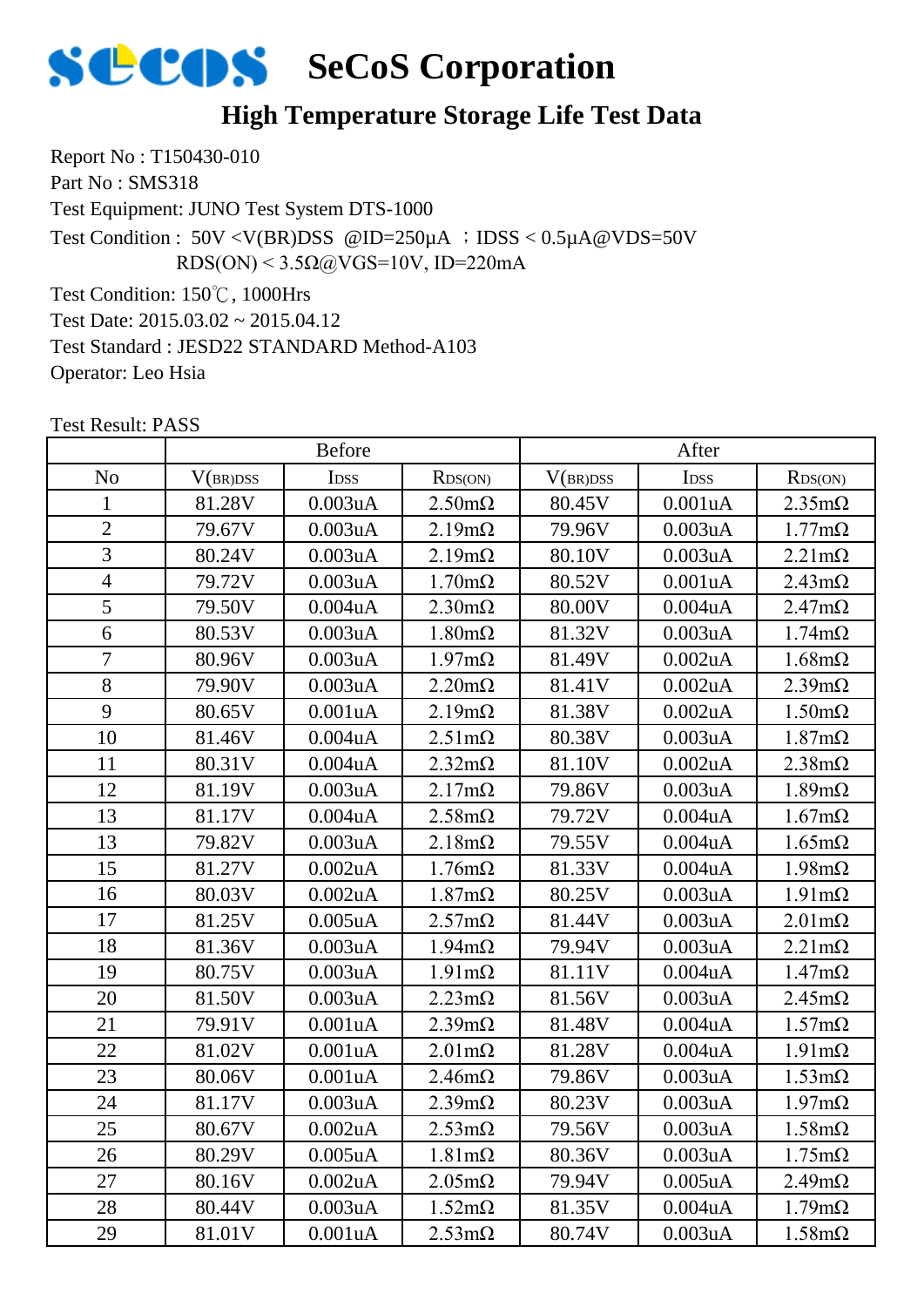# SeCoS Corporation

## High Temperature Storage Life Test Data

Report No : T150430-010

Part No : SMS318

Test Equipment: JUNO Test System DTS-1000

Test Condition : 50V <V(BR)DSS @ID=250μA ；IDSS < 0.5μA@VDS=50V

RDS(ON) < 3.5Ω@VGS=10V, ID=220mA

Test Condition: 150℃, 1000Hrs

Test Date: 2015.03.02 ~ 2015.04.12

Test Standard : JESD22 STANDARD Method-A103

Operator: Leo Hsia

Test Result: PASS

| | Before | | | After | | |
|---|---|---|---|---|---|---|
| No | $V_{(BR)DSS}$ | $I_{DSS}$ | $R_{DS(ON)}$ | $V_{(BR)DSS}$ | $I_{DSS}$ | $R_{DS(ON)}$ |
| 1 | 81.28V | 0.003uA | 2.50mΩ | 80.45V | 0.001uA | 2.35mΩ |
| 2 | 79.67V | 0.003uA | 2.19mΩ | 79.96V | 0.003uA | 1.77mΩ |
| 3 | 80.24V | 0.003uA | 2.19mΩ | 80.10V | 0.003uA | 2.21mΩ |
| 4 | 79.72V | 0.003uA | 1.70mΩ | 80.52V | 0.001uA | 2.43mΩ |
| 5 | 79.50V | 0.004uA | 2.30mΩ | 80.00V | 0.004uA | 2.47mΩ |
| 6 | 80.53V | 0.003uA | 1.80mΩ | 81.32V | 0.003uA | 1.74mΩ |
| 7 | 80.96V | 0.003uA | 1.97mΩ | 81.49V | 0.002uA | 1.68mΩ |
| 8 | 79.90V | 0.003uA | 2.20mΩ | 81.41V | 0.002uA | 2.39mΩ |
| 9 | 80.65V | 0.001uA | 2.19mΩ | 81.38V | 0.002uA | 1.50mΩ |
| 10 | 81.46V | 0.004uA | 2.51mΩ | 80.38V | 0.003uA | 1.87mΩ |
| 11 | 80.31V | 0.004uA | 2.32mΩ | 81.10V | 0.002uA | 2.38mΩ |
| 12 | 81.19V | 0.003uA | 2.17mΩ | 79.86V | 0.003uA | 1.89mΩ |
| 13 | 81.17V | 0.004uA | 2.58mΩ | 79.72V | 0.004uA | 1.67mΩ |
| 13 | 79.82V | 0.003uA | 2.18mΩ | 79.55V | 0.004uA | 1.65mΩ |
| 15 | 81.27V | 0.002uA | 1.76mΩ | 81.33V | 0.004uA | 1.98mΩ |
| 16 | 80.03V | 0.002uA | 1.87mΩ | 80.25V | 0.003uA | 1.91mΩ |
| 17 | 81.25V | 0.005uA | 2.57mΩ | 81.44V | 0.003uA | 2.01mΩ |
| 18 | 81.36V | 0.003uA | 1.94mΩ | 79.94V | 0.003uA | 2.21mΩ |
| 19 | 80.75V | 0.003uA | 1.91mΩ | 81.11V | 0.004uA | 1.47mΩ |
| 20 | 81.50V | 0.003uA | 2.23mΩ | 81.56V | 0.003uA | 2.45mΩ |
| 21 | 79.91V | 0.001uA | 2.39mΩ | 81.48V | 0.004uA | 1.57mΩ |
| 22 | 81.02V | 0.001uA | 2.01mΩ | 81.28V | 0.004uA | 1.91mΩ |
| 23 | 80.06V | 0.001uA | 2.46mΩ | 79.86V | 0.003uA | 1.53mΩ |
| 24 | 81.17V | 0.003uA | 2.39mΩ | 80.23V | 0.003uA | 1.97mΩ |
| 25 | 80.67V | 0.002uA | 2.53mΩ | 79.56V | 0.003uA | 1.58mΩ |
| 26 | 80.29V | 0.005uA | 1.81mΩ | 80.36V | 0.003uA | 1.75mΩ |
| 27 | 80.16V | 0.002uA | 2.05mΩ | 79.94V | 0.005uA | 2.49mΩ |
| 28 | 80.44V | 0.003uA | 1.52mΩ | 81.35V | 0.004uA | 1.79mΩ |
| 29 | 81.01V | 0.001uA | 2.53mΩ | 80.74V | 0.003uA | 1.58mΩ |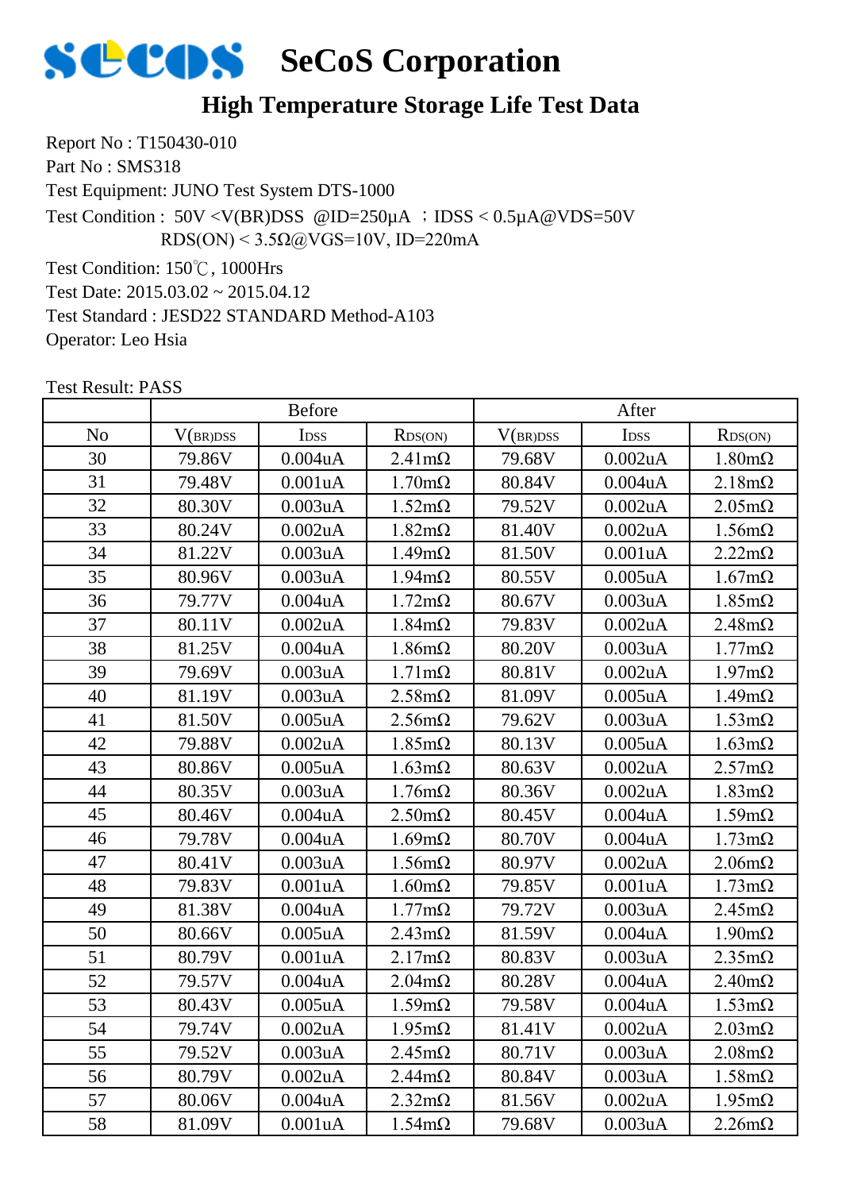# SeCoS Corporation

## High Temperature Storage Life Test Data

Report No : T150430-010

Part No : SMS318

Test Equipment: JUNO Test System DTS-1000

Test Condition : 50V <V(BR)DSS @ID=250μA ；IDSS < 0.5μA@VDS=50V

RDS(ON) < 3.5Ω@VGS=10V, ID=220mA

Test Condition: 150℃, 1000Hrs

Test Date: 2015.03.02 ~ 2015.04.12

Test Standard : JESD22 STANDARD Method-A103

Operator: Leo Hsia

Test Result: PASS

| | Before | | | After | | |
|---|---|---|---|---|---|---|
| No | $V_{(BR)DSS}$ | $I_{DSS}$ | $R_{DS(ON)}$ | $V_{(BR)DSS}$ | $I_{DSS}$ | $R_{DS(ON)}$ |
| 30 | 79.86V | 0.004uA | 2.41mΩ | 79.68V | 0.002uA | 1.80mΩ |
| 31 | 79.48V | 0.001uA | 1.70mΩ | 80.84V | 0.004uA | 2.18mΩ |
| 32 | 80.30V | 0.003uA | 1.52mΩ | 79.52V | 0.002uA | 2.05mΩ |
| 33 | 80.24V | 0.002uA | 1.82mΩ | 81.40V | 0.002uA | 1.56mΩ |
| 34 | 81.22V | 0.003uA | 1.49mΩ | 81.50V | 0.001uA | 2.22mΩ |
| 35 | 80.96V | 0.003uA | 1.94mΩ | 80.55V | 0.005uA | 1.67mΩ |
| 36 | 79.77V | 0.004uA | 1.72mΩ | 80.67V | 0.003uA | 1.85mΩ |
| 37 | 80.11V | 0.002uA | 1.84mΩ | 79.83V | 0.002uA | 2.48mΩ |
| 38 | 81.25V | 0.004uA | 1.86mΩ | 80.20V | 0.003uA | 1.77mΩ |
| 39 | 79.69V | 0.003uA | 1.71mΩ | 80.81V | 0.002uA | 1.97mΩ |
| 40 | 81.19V | 0.003uA | 2.58mΩ | 81.09V | 0.005uA | 1.49mΩ |
| 41 | 81.50V | 0.005uA | 2.56mΩ | 79.62V | 0.003uA | 1.53mΩ |
| 42 | 79.88V | 0.002uA | 1.85mΩ | 80.13V | 0.005uA | 1.63mΩ |
| 43 | 80.86V | 0.005uA | 1.63mΩ | 80.63V | 0.002uA | 2.57mΩ |
| 44 | 80.35V | 0.003uA | 1.76mΩ | 80.36V | 0.002uA | 1.83mΩ |
| 45 | 80.46V | 0.004uA | 2.50mΩ | 80.45V | 0.004uA | 1.59mΩ |
| 46 | 79.78V | 0.004uA | 1.69mΩ | 80.70V | 0.004uA | 1.73mΩ |
| 47 | 80.41V | 0.003uA | 1.56mΩ | 80.97V | 0.002uA | 2.06mΩ |
| 48 | 79.83V | 0.001uA | 1.60mΩ | 79.85V | 0.001uA | 1.73mΩ |
| 49 | 81.38V | 0.004uA | 1.77mΩ | 79.72V | 0.003uA | 2.45mΩ |
| 50 | 80.66V | 0.005uA | 2.43mΩ | 81.59V | 0.004uA | 1.90mΩ |
| 51 | 80.79V | 0.001uA | 2.17mΩ | 80.83V | 0.003uA | 2.35mΩ |
| 52 | 79.57V | 0.004uA | 2.04mΩ | 80.28V | 0.004uA | 2.40mΩ |
| 53 | 80.43V | 0.005uA | 1.59mΩ | 79.58V | 0.004uA | 1.53mΩ |
| 54 | 79.74V | 0.002uA | 1.95mΩ | 81.41V | 0.002uA | 2.03mΩ |
| 55 | 79.52V | 0.003uA | 2.45mΩ | 80.71V | 0.003uA | 2.08mΩ |
| 56 | 80.79V | 0.002uA | 2.44mΩ | 80.84V | 0.003uA | 1.58mΩ |
| 57 | 80.06V | 0.004uA | 2.32mΩ | 81.56V | 0.002uA | 1.95mΩ |
| 58 | 81.09V | 0.001uA | 1.54mΩ | 79.68V | 0.003uA | 2.26mΩ |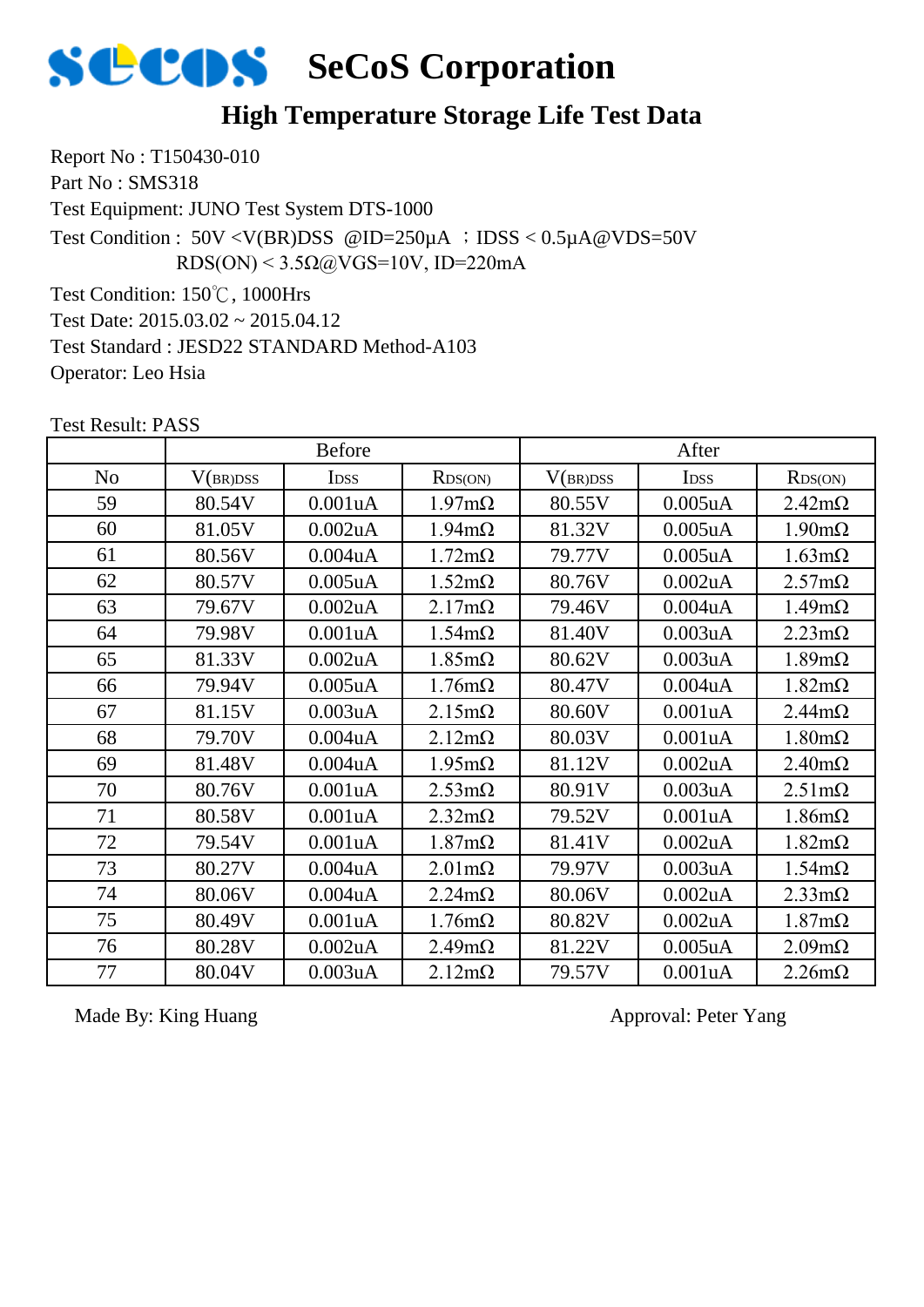# SeCoS Corporation

## High Temperature Storage Life Test Data

Report No : T150430-010

Part No : SMS318

Test Equipment: JUNO Test System DTS-1000

Test Condition : 50V <V(BR)DSS @ID=250μA ；IDSS < 0.5μA@VDS=50V
RDS(ON) < 3.5Ω@VGS=10V, ID=220mA

Test Condition: 150℃, 1000Hrs

Test Date: 2015.03.02 ~ 2015.04.12

Test Standard : JESD22 STANDARD Method-A103

Operator: Leo Hsia

Test Result: PASS

| | Before | | | After | | |
|---|---|---|---|---|---|---|
| No | V(BR)DSS | IDSS | RDS(ON) | V(BR)DSS | IDSS | RDS(ON) |
| 59 | 80.54V | 0.001uA | 1.97mΩ | 80.55V | 0.005uA | 2.42mΩ |
| 60 | 81.05V | 0.002uA | 1.94mΩ | 81.32V | 0.005uA | 1.90mΩ |
| 61 | 80.56V | 0.004uA | 1.72mΩ | 79.77V | 0.005uA | 1.63mΩ |
| 62 | 80.57V | 0.005uA | 1.52mΩ | 80.76V | 0.002uA | 2.57mΩ |
| 63 | 79.67V | 0.002uA | 2.17mΩ | 79.46V | 0.004uA | 1.49mΩ |
| 64 | 79.98V | 0.001uA | 1.54mΩ | 81.40V | 0.003uA | 2.23mΩ |
| 65 | 81.33V | 0.002uA | 1.85mΩ | 80.62V | 0.003uA | 1.89mΩ |
| 66 | 79.94V | 0.005uA | 1.76mΩ | 80.47V | 0.004uA | 1.82mΩ |
| 67 | 81.15V | 0.003uA | 2.15mΩ | 80.60V | 0.001uA | 2.44mΩ |
| 68 | 79.70V | 0.004uA | 2.12mΩ | 80.03V | 0.001uA | 1.80mΩ |
| 69 | 81.48V | 0.004uA | 1.95mΩ | 81.12V | 0.002uA | 2.40mΩ |
| 70 | 80.76V | 0.001uA | 2.53mΩ | 80.91V | 0.003uA | 2.51mΩ |
| 71 | 80.58V | 0.001uA | 2.32mΩ | 79.52V | 0.001uA | 1.86mΩ |
| 72 | 79.54V | 0.001uA | 1.87mΩ | 81.41V | 0.002uA | 1.82mΩ |
| 73 | 80.27V | 0.004uA | 2.01mΩ | 79.97V | 0.003uA | 1.54mΩ |
| 74 | 80.06V | 0.004uA | 2.24mΩ | 80.06V | 0.002uA | 2.33mΩ |
| 75 | 80.49V | 0.001uA | 1.76mΩ | 80.82V | 0.002uA | 1.87mΩ |
| 76 | 80.28V | 0.002uA | 2.49mΩ | 81.22V | 0.005uA | 2.09mΩ |
| 77 | 80.04V | 0.003uA | 2.12mΩ | 79.57V | 0.001uA | 2.26mΩ |

Made By: King Huang

Approval: Peter Yang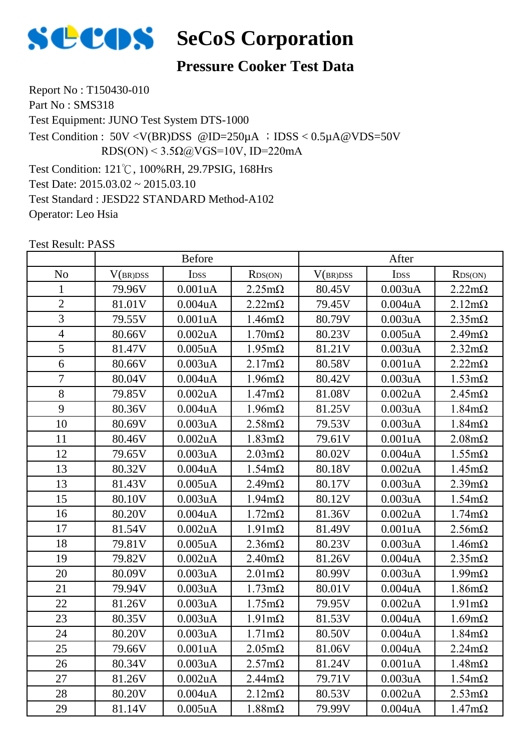# SeCoS Corporation

## Pressure Cooker Test Data

Report No : T150430-010

Part No : SMS318

Test Equipment: JUNO Test System DTS-1000

Test Condition : 50V <V(BR)DSS @ID=250μA ；IDSS < 0.5μA@VDS=50V
RDS(ON) < 3.5Ω@VGS=10V, ID=220mA

Test Condition: 121℃, 100%RH, 29.7PSIG, 168Hrs

Test Date: 2015.03.02 ~ 2015.03.10

Test Standard : JESD22 STANDARD Method-A102

Operator: Leo Hsia

Test Result: PASS

| | Before | | | After | | |
|---|---|---|---|---|---|---|
| No | $V_{(BR)DSS}$ | $I_{DSS}$ | $R_{DS(ON)}$ | $V_{(BR)DSS}$ | $I_{DSS}$ | $R_{DS(ON)}$ |
| 1 | 79.96V | 0.001uA | 2.25mΩ | 80.45V | 0.003uA | 2.22mΩ |
| 2 | 81.01V | 0.004uA | 2.22mΩ | 79.45V | 0.004uA | 2.12mΩ |
| 3 | 79.55V | 0.001uA | 1.46mΩ | 80.79V | 0.003uA | 2.35mΩ |
| 4 | 80.66V | 0.002uA | 1.70mΩ | 80.23V | 0.005uA | 2.49mΩ |
| 5 | 81.47V | 0.005uA | 1.95mΩ | 81.21V | 0.003uA | 2.32mΩ |
| 6 | 80.66V | 0.003uA | 2.17mΩ | 80.58V | 0.001uA | 2.22mΩ |
| 7 | 80.04V | 0.004uA | 1.96mΩ | 80.42V | 0.003uA | 1.53mΩ |
| 8 | 79.85V | 0.002uA | 1.47mΩ | 81.08V | 0.002uA | 2.45mΩ |
| 9 | 80.36V | 0.004uA | 1.96mΩ | 81.25V | 0.003uA | 1.84mΩ |
| 10 | 80.69V | 0.003uA | 2.58mΩ | 79.53V | 0.003uA | 1.84mΩ |
| 11 | 80.46V | 0.002uA | 1.83mΩ | 79.61V | 0.001uA | 2.08mΩ |
| 12 | 79.65V | 0.003uA | 2.03mΩ | 80.02V | 0.004uA | 1.55mΩ |
| 13 | 80.32V | 0.004uA | 1.54mΩ | 80.18V | 0.002uA | 1.45mΩ |
| 13 | 81.43V | 0.005uA | 2.49mΩ | 80.17V | 0.003uA | 2.39mΩ |
| 15 | 80.10V | 0.003uA | 1.94mΩ | 80.12V | 0.003uA | 1.54mΩ |
| 16 | 80.20V | 0.004uA | 1.72mΩ | 81.36V | 0.002uA | 1.74mΩ |
| 17 | 81.54V | 0.002uA | 1.91mΩ | 81.49V | 0.001uA | 2.56mΩ |
| 18 | 79.81V | 0.005uA | 2.36mΩ | 80.23V | 0.003uA | 1.46mΩ |
| 19 | 79.82V | 0.002uA | 2.40mΩ | 81.26V | 0.004uA | 2.35mΩ |
| 20 | 80.09V | 0.003uA | 2.01mΩ | 80.99V | 0.003uA | 1.99mΩ |
| 21 | 79.94V | 0.003uA | 1.73mΩ | 80.01V | 0.004uA | 1.86mΩ |
| 22 | 81.26V | 0.003uA | 1.75mΩ | 79.95V | 0.002uA | 1.91mΩ |
| 23 | 80.35V | 0.003uA | 1.91mΩ | 81.53V | 0.004uA | 1.69mΩ |
| 24 | 80.20V | 0.003uA | 1.71mΩ | 80.50V | 0.004uA | 1.84mΩ |
| 25 | 79.66V | 0.001uA | 2.05mΩ | 81.06V | 0.004uA | 2.24mΩ |
| 26 | 80.34V | 0.003uA | 2.57mΩ | 81.24V | 0.001uA | 1.48mΩ |
| 27 | 81.26V | 0.002uA | 2.44mΩ | 79.71V | 0.003uA | 1.54mΩ |
| 28 | 80.20V | 0.004uA | 2.12mΩ | 80.53V | 0.002uA | 2.53mΩ |
| 29 | 81.14V | 0.005uA | 1.88mΩ | 79.99V | 0.004uA | 1.47mΩ |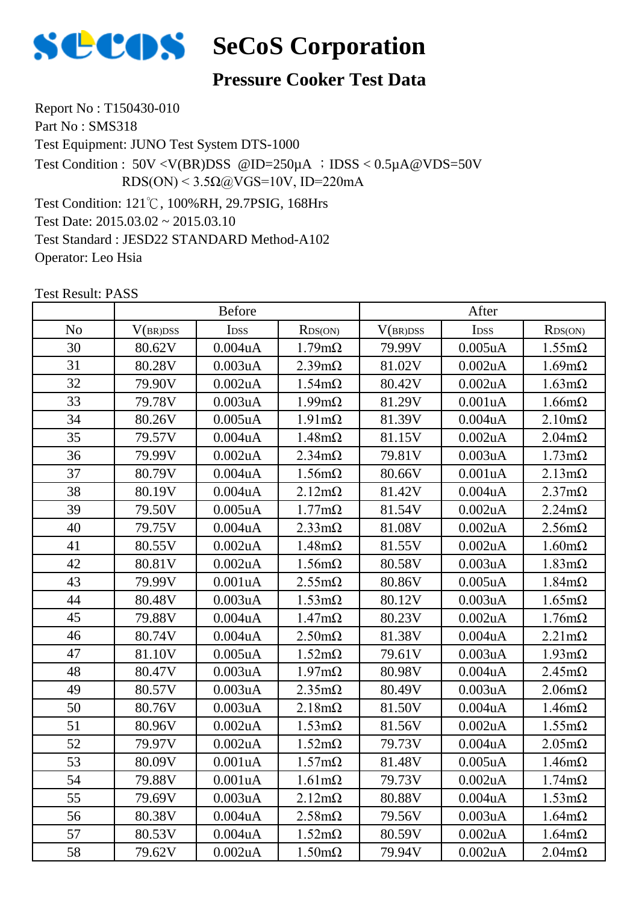# SeCoS Corporation

## Pressure Cooker Test Data

Report No : T150430-010

Part No : SMS318

Test Equipment: JUNO Test System DTS-1000

Test Condition : 50V <V(BR)DSS @ID=250μA ；IDSS < 0.5μA@VDS=50V

RDS(ON) < 3.5Ω@VGS=10V, ID=220mA

Test Condition: 121℃, 100%RH, 29.7PSIG, 168Hrs

Test Date: 2015.03.02 ~ 2015.03.10

Test Standard : JESD22 STANDARD Method-A102

Operator: Leo Hsia

Test Result: PASS

| | Before | | | After | | |
|---|---|---|---|---|---|---|
| No | $V_{(BR)DSS}$ | $I_{DSS}$ | $R_{DS(ON)}$ | $V_{(BR)DSS}$ | $I_{DSS}$ | $R_{DS(ON)}$ |
| 30 | 80.62V | 0.004uA | 1.79mΩ | 79.99V | 0.005uA | 1.55mΩ |
| 31 | 80.28V | 0.003uA | 2.39mΩ | 81.02V | 0.002uA | 1.69mΩ |
| 32 | 79.90V | 0.002uA | 1.54mΩ | 80.42V | 0.002uA | 1.63mΩ |
| 33 | 79.78V | 0.003uA | 1.99mΩ | 81.29V | 0.001uA | 1.66mΩ |
| 34 | 80.26V | 0.005uA | 1.91mΩ | 81.39V | 0.004uA | 2.10mΩ |
| 35 | 79.57V | 0.004uA | 1.48mΩ | 81.15V | 0.002uA | 2.04mΩ |
| 36 | 79.99V | 0.002uA | 2.34mΩ | 79.81V | 0.003uA | 1.73mΩ |
| 37 | 80.79V | 0.004uA | 1.56mΩ | 80.66V | 0.001uA | 2.13mΩ |
| 38 | 80.19V | 0.004uA | 2.12mΩ | 81.42V | 0.004uA | 2.37mΩ |
| 39 | 79.50V | 0.005uA | 1.77mΩ | 81.54V | 0.002uA | 2.24mΩ |
| 40 | 79.75V | 0.004uA | 2.33mΩ | 81.08V | 0.002uA | 2.56mΩ |
| 41 | 80.55V | 0.002uA | 1.48mΩ | 81.55V | 0.002uA | 1.60mΩ |
| 42 | 80.81V | 0.002uA | 1.56mΩ | 80.58V | 0.003uA | 1.83mΩ |
| 43 | 79.99V | 0.001uA | 2.55mΩ | 80.86V | 0.005uA | 1.84mΩ |
| 44 | 80.48V | 0.003uA | 1.53mΩ | 80.12V | 0.003uA | 1.65mΩ |
| 45 | 79.88V | 0.004uA | 1.47mΩ | 80.23V | 0.002uA | 1.76mΩ |
| 46 | 80.74V | 0.004uA | 2.50mΩ | 81.38V | 0.004uA | 2.21mΩ |
| 47 | 81.10V | 0.005uA | 1.52mΩ | 79.61V | 0.003uA | 1.93mΩ |
| 48 | 80.47V | 0.003uA | 1.97mΩ | 80.98V | 0.004uA | 2.45mΩ |
| 49 | 80.57V | 0.003uA | 2.35mΩ | 80.49V | 0.003uA | 2.06mΩ |
| 50 | 80.76V | 0.003uA | 2.18mΩ | 81.50V | 0.004uA | 1.46mΩ |
| 51 | 80.96V | 0.002uA | 1.53mΩ | 81.56V | 0.002uA | 1.55mΩ |
| 52 | 79.97V | 0.002uA | 1.52mΩ | 79.73V | 0.004uA | 2.05mΩ |
| 53 | 80.09V | 0.001uA | 1.57mΩ | 81.48V | 0.005uA | 1.46mΩ |
| 54 | 79.88V | 0.001uA | 1.61mΩ | 79.73V | 0.002uA | 1.74mΩ |
| 55 | 79.69V | 0.003uA | 2.12mΩ | 80.88V | 0.004uA | 1.53mΩ |
| 56 | 80.38V | 0.004uA | 2.58mΩ | 79.56V | 0.003uA | 1.64mΩ |
| 57 | 80.53V | 0.004uA | 1.52mΩ | 80.59V | 0.002uA | 1.64mΩ |
| 58 | 79.62V | 0.002uA | 1.50mΩ | 79.94V | 0.002uA | 2.04mΩ |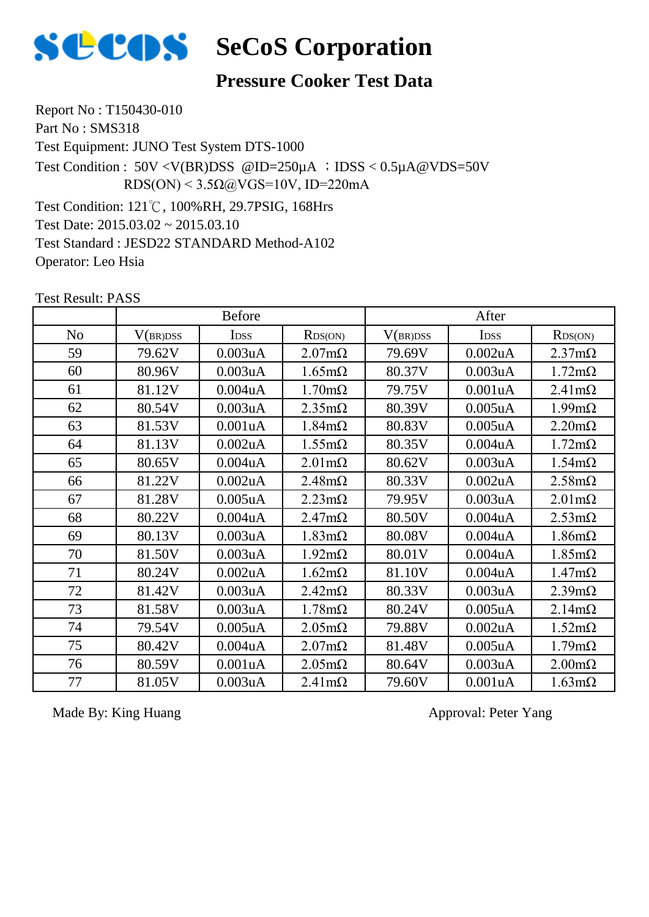# SeCoS Corporation

## Pressure Cooker Test Data

Report No : T150430-010
Part No : SMS318
Test Equipment: JUNO Test System DTS-1000
Test Condition : 50V <V(BR)DSS @ID=250μA ；IDSS < 0.5μA@VDS=50V
RDS(ON) < 3.5Ω@VGS=10V, ID=220mA
Test Condition: 121℃, 100%RH, 29.7PSIG, 168Hrs
Test Date: 2015.03.02 ~ 2015.03.10
Test Standard : JESD22 STANDARD Method-A102
Operator: Leo Hsia

Test Result: PASS

| | Before | | | After | | |
|---|---|---|---|---|---|---|
| No | $V_{(BR)DSS}$ | $I_{DSS}$ | $R_{DS(ON)}$ | $V_{(BR)DSS}$ | $I_{DSS}$ | $R_{DS(ON)}$ |
| 59 | 79.62V | 0.003uA | 2.07mΩ | 79.69V | 0.002uA | 2.37mΩ |
| 60 | 80.96V | 0.003uA | 1.65mΩ | 80.37V | 0.003uA | 1.72mΩ |
| 61 | 81.12V | 0.004uA | 1.70mΩ | 79.75V | 0.001uA | 2.41mΩ |
| 62 | 80.54V | 0.003uA | 2.35mΩ | 80.39V | 0.005uA | 1.99mΩ |
| 63 | 81.53V | 0.001uA | 1.84mΩ | 80.83V | 0.005uA | 2.20mΩ |
| 64 | 81.13V | 0.002uA | 1.55mΩ | 80.35V | 0.004uA | 1.72mΩ |
| 65 | 80.65V | 0.004uA | 2.01mΩ | 80.62V | 0.003uA | 1.54mΩ |
| 66 | 81.22V | 0.002uA | 2.48mΩ | 80.33V | 0.002uA | 2.58mΩ |
| 67 | 81.28V | 0.005uA | 2.23mΩ | 79.95V | 0.003uA | 2.01mΩ |
| 68 | 80.22V | 0.004uA | 2.47mΩ | 80.50V | 0.004uA | 2.53mΩ |
| 69 | 80.13V | 0.003uA | 1.83mΩ | 80.08V | 0.004uA | 1.86mΩ |
| 70 | 81.50V | 0.003uA | 1.92mΩ | 80.01V | 0.004uA | 1.85mΩ |
| 71 | 80.24V | 0.002uA | 1.62mΩ | 81.10V | 0.004uA | 1.47mΩ |
| 72 | 81.42V | 0.003uA | 2.42mΩ | 80.33V | 0.003uA | 2.39mΩ |
| 73 | 81.58V | 0.003uA | 1.78mΩ | 80.24V | 0.005uA | 2.14mΩ |
| 74 | 79.54V | 0.005uA | 2.05mΩ | 79.88V | 0.002uA | 1.52mΩ |
| 75 | 80.42V | 0.004uA | 2.07mΩ | 81.48V | 0.005uA | 1.79mΩ |
| 76 | 80.59V | 0.001uA | 2.05mΩ | 80.64V | 0.003uA | 2.00mΩ |
| 77 | 81.05V | 0.003uA | 2.41mΩ | 79.60V | 0.001uA | 1.63mΩ |

Made By: King Huang

Approval: Peter Yang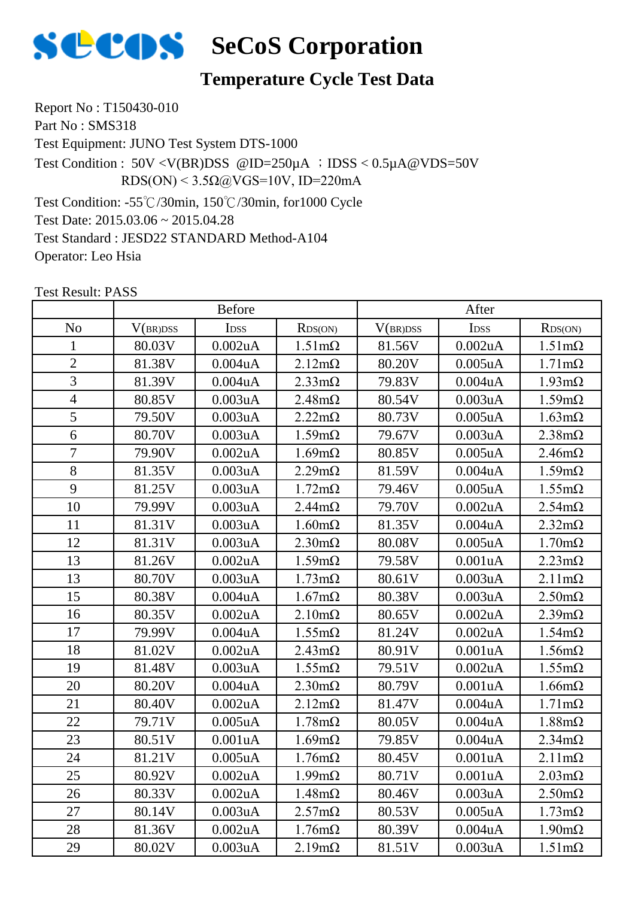# SeCoS Corporation

## Temperature Cycle Test Data

Report No : T150430-010
Part No : SMS318
Test Equipment: JUNO Test System DTS-1000
Test Condition : 50V < V(BR)DSS @ID=250μA ；IDSS < 0.5μA@VDS=50V
RDS(ON) < 3.5Ω@VGS=10V, ID=220mA
Test Condition: -55℃/30min, 150℃/30min, for1000 Cycle
Test Date: 2015.03.06 ~ 2015.04.28
Test Standard : JESD22 STANDARD Method-A104
Operator: Leo Hsia

Test Result: PASS

| | Before | | | After | | |
|---|---|---|---|---|---|---|
| No | $V_{(BR)DSS}$ | $I_{DSS}$ | $R_{DS(ON)}$ | $V_{(BR)DSS}$ | $I_{DSS}$ | $R_{DS(ON)}$ |
| 1 | 80.03V | 0.002uA | 1.51mΩ | 81.56V | 0.002uA | 1.51mΩ |
| 2 | 81.38V | 0.004uA | 2.12mΩ | 80.20V | 0.005uA | 1.71mΩ |
| 3 | 81.39V | 0.004uA | 2.33mΩ | 79.83V | 0.004uA | 1.93mΩ |
| 4 | 80.85V | 0.003uA | 2.48mΩ | 80.54V | 0.003uA | 1.59mΩ |
| 5 | 79.50V | 0.003uA | 2.22mΩ | 80.73V | 0.005uA | 1.63mΩ |
| 6 | 80.70V | 0.003uA | 1.59mΩ | 79.67V | 0.003uA | 2.38mΩ |
| 7 | 79.90V | 0.002uA | 1.69mΩ | 80.85V | 0.005uA | 2.46mΩ |
| 8 | 81.35V | 0.003uA | 2.29mΩ | 81.59V | 0.004uA | 1.59mΩ |
| 9 | 81.25V | 0.003uA | 1.72mΩ | 79.46V | 0.005uA | 1.55mΩ |
| 10 | 79.99V | 0.003uA | 2.44mΩ | 79.70V | 0.002uA | 2.54mΩ |
| 11 | 81.31V | 0.003uA | 1.60mΩ | 81.35V | 0.004uA | 2.32mΩ |
| 12 | 81.31V | 0.003uA | 2.30mΩ | 80.08V | 0.005uA | 1.70mΩ |
| 13 | 81.26V | 0.002uA | 1.59mΩ | 79.58V | 0.001uA | 2.23mΩ |
| 13 | 80.70V | 0.003uA | 1.73mΩ | 80.61V | 0.003uA | 2.11mΩ |
| 15 | 80.38V | 0.004uA | 1.67mΩ | 80.38V | 0.003uA | 2.50mΩ |
| 16 | 80.35V | 0.002uA | 2.10mΩ | 80.65V | 0.002uA | 2.39mΩ |
| 17 | 79.99V | 0.004uA | 1.55mΩ | 81.24V | 0.002uA | 1.54mΩ |
| 18 | 81.02V | 0.002uA | 2.43mΩ | 80.91V | 0.001uA | 1.56mΩ |
| 19 | 81.48V | 0.003uA | 1.55mΩ | 79.51V | 0.002uA | 1.55mΩ |
| 20 | 80.20V | 0.004uA | 2.30mΩ | 80.79V | 0.001uA | 1.66mΩ |
| 21 | 80.40V | 0.002uA | 2.12mΩ | 81.47V | 0.004uA | 1.71mΩ |
| 22 | 79.71V | 0.005uA | 1.78mΩ | 80.05V | 0.004uA | 1.88mΩ |
| 23 | 80.51V | 0.001uA | 1.69mΩ | 79.85V | 0.004uA | 2.34mΩ |
| 24 | 81.21V | 0.005uA | 1.76mΩ | 80.45V | 0.001uA | 2.11mΩ |
| 25 | 80.92V | 0.002uA | 1.99mΩ | 80.71V | 0.001uA | 2.03mΩ |
| 26 | 80.33V | 0.002uA | 1.48mΩ | 80.46V | 0.003uA | 2.50mΩ |
| 27 | 80.14V | 0.003uA | 2.57mΩ | 80.53V | 0.005uA | 1.73mΩ |
| 28 | 81.36V | 0.002uA | 1.76mΩ | 80.39V | 0.004uA | 1.90mΩ |
| 29 | 80.02V | 0.003uA | 2.19mΩ | 81.51V | 0.003uA | 1.51mΩ |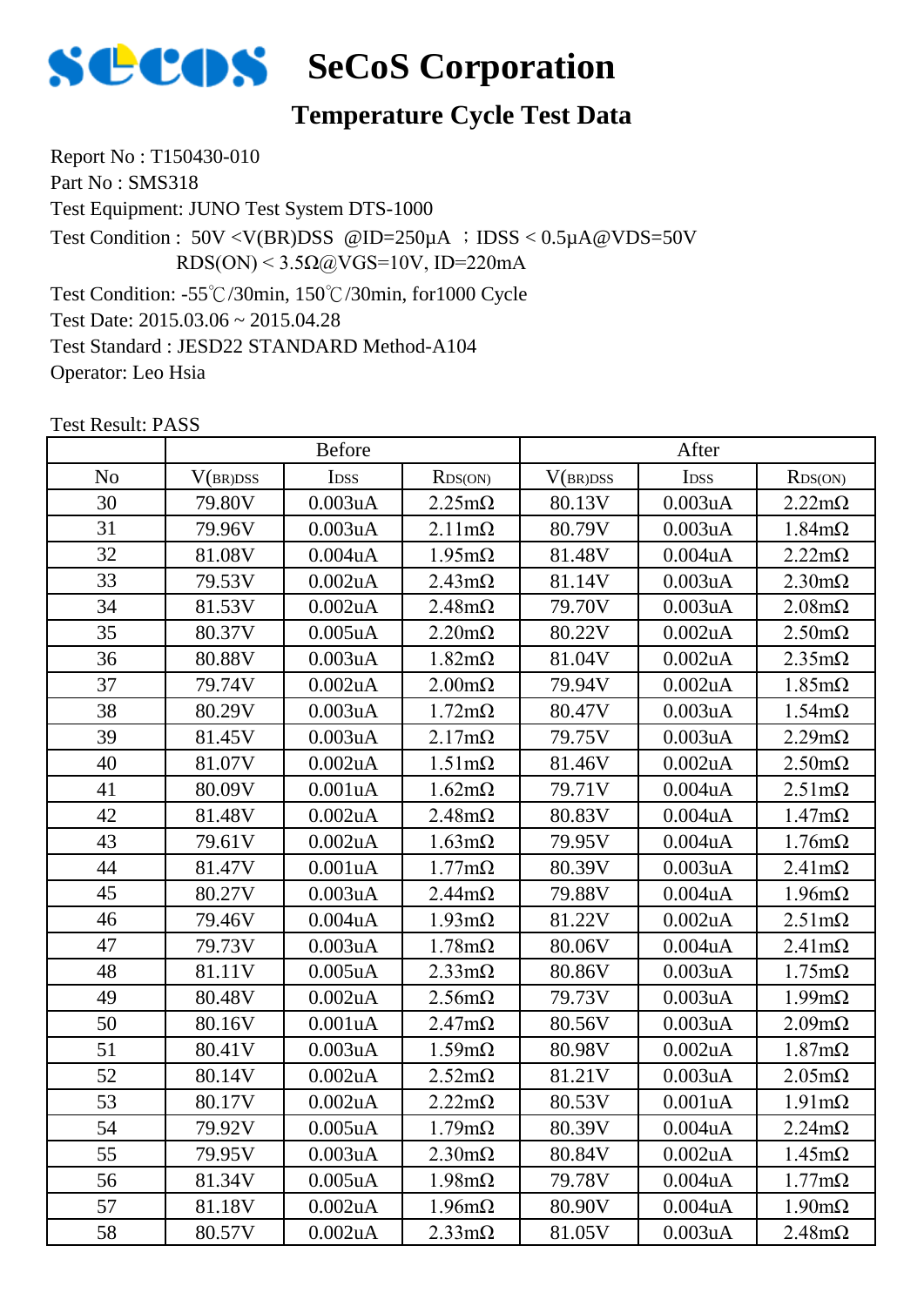# SeCoS Corporation

## Temperature Cycle Test Data

Report No : T150430-010
Part No : SMS318
Test Equipment: JUNO Test System DTS-1000
Test Condition : 50V <V(BR)DSS @ID=250μA ；IDSS < 0.5μA@VDS=50V
RDS(ON) < 3.5Ω@VGS=10V, ID=220mA
Test Condition: -55℃/30min, 150℃/30min, for1000 Cycle
Test Date: 2015.03.06 ~ 2015.04.28
Test Standard : JESD22 STANDARD Method-A104
Operator: Leo Hsia

Test Result: PASS

| | Before | | | After | | |
|---|---|---|---|---|---|---|
| No | $V_{(BR)DSS}$ | $I_{DSS}$ | $R_{DS(ON)}$ | $V_{(BR)DSS}$ | $I_{DSS}$ | $R_{DS(ON)}$ |
| 30 | 79.80V | 0.003uA | 2.25mΩ | 80.13V | 0.003uA | 2.22mΩ |
| 31 | 79.96V | 0.003uA | 2.11mΩ | 80.79V | 0.003uA | 1.84mΩ |
| 32 | 81.08V | 0.004uA | 1.95mΩ | 81.48V | 0.004uA | 2.22mΩ |
| 33 | 79.53V | 0.002uA | 2.43mΩ | 81.14V | 0.003uA | 2.30mΩ |
| 34 | 81.53V | 0.002uA | 2.48mΩ | 79.70V | 0.003uA | 2.08mΩ |
| 35 | 80.37V | 0.005uA | 2.20mΩ | 80.22V | 0.002uA | 2.50mΩ |
| 36 | 80.88V | 0.003uA | 1.82mΩ | 81.04V | 0.002uA | 2.35mΩ |
| 37 | 79.74V | 0.002uA | 2.00mΩ | 79.94V | 0.002uA | 1.85mΩ |
| 38 | 80.29V | 0.003uA | 1.72mΩ | 80.47V | 0.003uA | 1.54mΩ |
| 39 | 81.45V | 0.003uA | 2.17mΩ | 79.75V | 0.003uA | 2.29mΩ |
| 40 | 81.07V | 0.002uA | 1.51mΩ | 81.46V | 0.002uA | 2.50mΩ |
| 41 | 80.09V | 0.001uA | 1.62mΩ | 79.71V | 0.004uA | 2.51mΩ |
| 42 | 81.48V | 0.002uA | 2.48mΩ | 80.83V | 0.004uA | 1.47mΩ |
| 43 | 79.61V | 0.002uA | 1.63mΩ | 79.95V | 0.004uA | 1.76mΩ |
| 44 | 81.47V | 0.001uA | 1.77mΩ | 80.39V | 0.003uA | 2.41mΩ |
| 45 | 80.27V | 0.003uA | 2.44mΩ | 79.88V | 0.004uA | 1.96mΩ |
| 46 | 79.46V | 0.004uA | 1.93mΩ | 81.22V | 0.002uA | 2.51mΩ |
| 47 | 79.73V | 0.003uA | 1.78mΩ | 80.06V | 0.004uA | 2.41mΩ |
| 48 | 81.11V | 0.005uA | 2.33mΩ | 80.86V | 0.003uA | 1.75mΩ |
| 49 | 80.48V | 0.002uA | 2.56mΩ | 79.73V | 0.003uA | 1.99mΩ |
| 50 | 80.16V | 0.001uA | 2.47mΩ | 80.56V | 0.003uA | 2.09mΩ |
| 51 | 80.41V | 0.003uA | 1.59mΩ | 80.98V | 0.002uA | 1.87mΩ |
| 52 | 80.14V | 0.002uA | 2.52mΩ | 81.21V | 0.003uA | 2.05mΩ |
| 53 | 80.17V | 0.002uA | 2.22mΩ | 80.53V | 0.001uA | 1.91mΩ |
| 54 | 79.92V | 0.005uA | 1.79mΩ | 80.39V | 0.004uA | 2.24mΩ |
| 55 | 79.95V | 0.003uA | 2.30mΩ | 80.84V | 0.002uA | 1.45mΩ |
| 56 | 81.34V | 0.005uA | 1.98mΩ | 79.78V | 0.004uA | 1.77mΩ |
| 57 | 81.18V | 0.002uA | 1.96mΩ | 80.90V | 0.004uA | 1.90mΩ |
| 58 | 80.57V | 0.002uA | 2.33mΩ | 81.05V | 0.003uA | 2.48mΩ |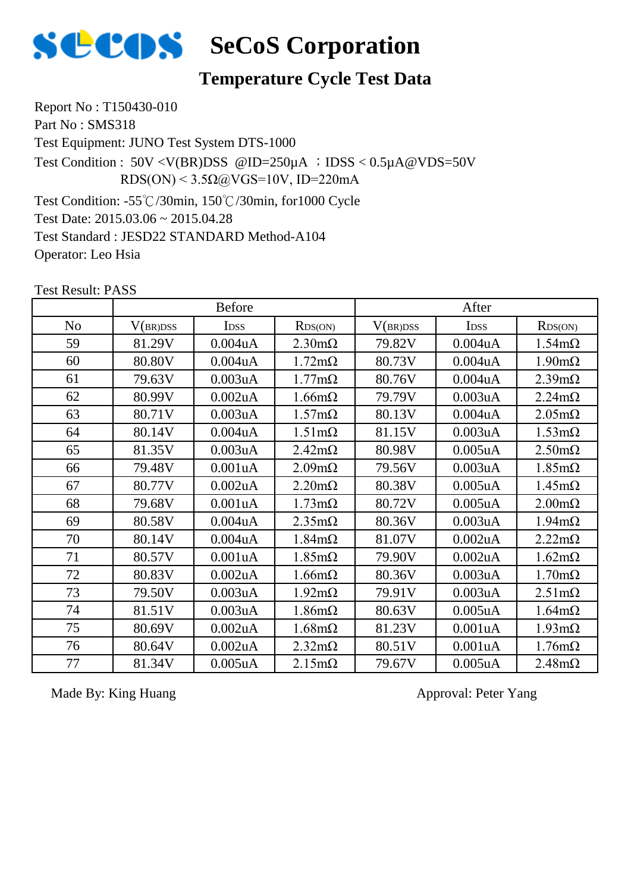# SeCoS Corporation

## Temperature Cycle Test Data

Report No : T150430-010

Part No : SMS318

Test Equipment: JUNO Test System DTS-1000

Test Condition : 50V <V(BR)DSS @ID=250μA ；IDSS < 0.5μA@VDS=50V
RDS(ON) < 3.5Ω@VGS=10V, ID=220mA

Test Condition: -55℃/30min, 150℃/30min, for1000 Cycle

Test Date: 2015.03.06 ~ 2015.04.28

Test Standard : JESD22 STANDARD Method-A104

Operator: Leo Hsia

Test Result: PASS

| | Before | | | After | | |
|---|---|---|---|---|---|---|
| No | $V_{(BR)DSS}$ | $I_{DSS}$ | $R_{DS(ON)}$ | $V_{(BR)DSS}$ | $I_{DSS}$ | $R_{DS(ON)}$ |
| 59 | 81.29V | 0.004uA | 2.30mΩ | 79.82V | 0.004uA | 1.54mΩ |
| 60 | 80.80V | 0.004uA | 1.72mΩ | 80.73V | 0.004uA | 1.90mΩ |
| 61 | 79.63V | 0.003uA | 1.77mΩ | 80.76V | 0.004uA | 2.39mΩ |
| 62 | 80.99V | 0.002uA | 1.66mΩ | 79.79V | 0.003uA | 2.24mΩ |
| 63 | 80.71V | 0.003uA | 1.57mΩ | 80.13V | 0.004uA | 2.05mΩ |
| 64 | 80.14V | 0.004uA | 1.51mΩ | 81.15V | 0.003uA | 1.53mΩ |
| 65 | 81.35V | 0.003uA | 2.42mΩ | 80.98V | 0.005uA | 2.50mΩ |
| 66 | 79.48V | 0.001uA | 2.09mΩ | 79.56V | 0.003uA | 1.85mΩ |
| 67 | 80.77V | 0.002uA | 2.20mΩ | 80.38V | 0.005uA | 1.45mΩ |
| 68 | 79.68V | 0.001uA | 1.73mΩ | 80.72V | 0.005uA | 2.00mΩ |
| 69 | 80.58V | 0.004uA | 2.35mΩ | 80.36V | 0.003uA | 1.94mΩ |
| 70 | 80.14V | 0.004uA | 1.84mΩ | 81.07V | 0.002uA | 2.22mΩ |
| 71 | 80.57V | 0.001uA | 1.85mΩ | 79.90V | 0.002uA | 1.62mΩ |
| 72 | 80.83V | 0.002uA | 1.66mΩ | 80.36V | 0.003uA | 1.70mΩ |
| 73 | 79.50V | 0.003uA | 1.92mΩ | 79.91V | 0.003uA | 2.51mΩ |
| 74 | 81.51V | 0.003uA | 1.86mΩ | 80.63V | 0.005uA | 1.64mΩ |
| 75 | 80.69V | 0.002uA | 1.68mΩ | 81.23V | 0.001uA | 1.93mΩ |
| 76 | 80.64V | 0.002uA | 2.32mΩ | 80.51V | 0.001uA | 1.76mΩ |
| 77 | 81.34V | 0.005uA | 2.15mΩ | 79.67V | 0.005uA | 2.48mΩ |

Made By: King Huang

Approval: Peter Yang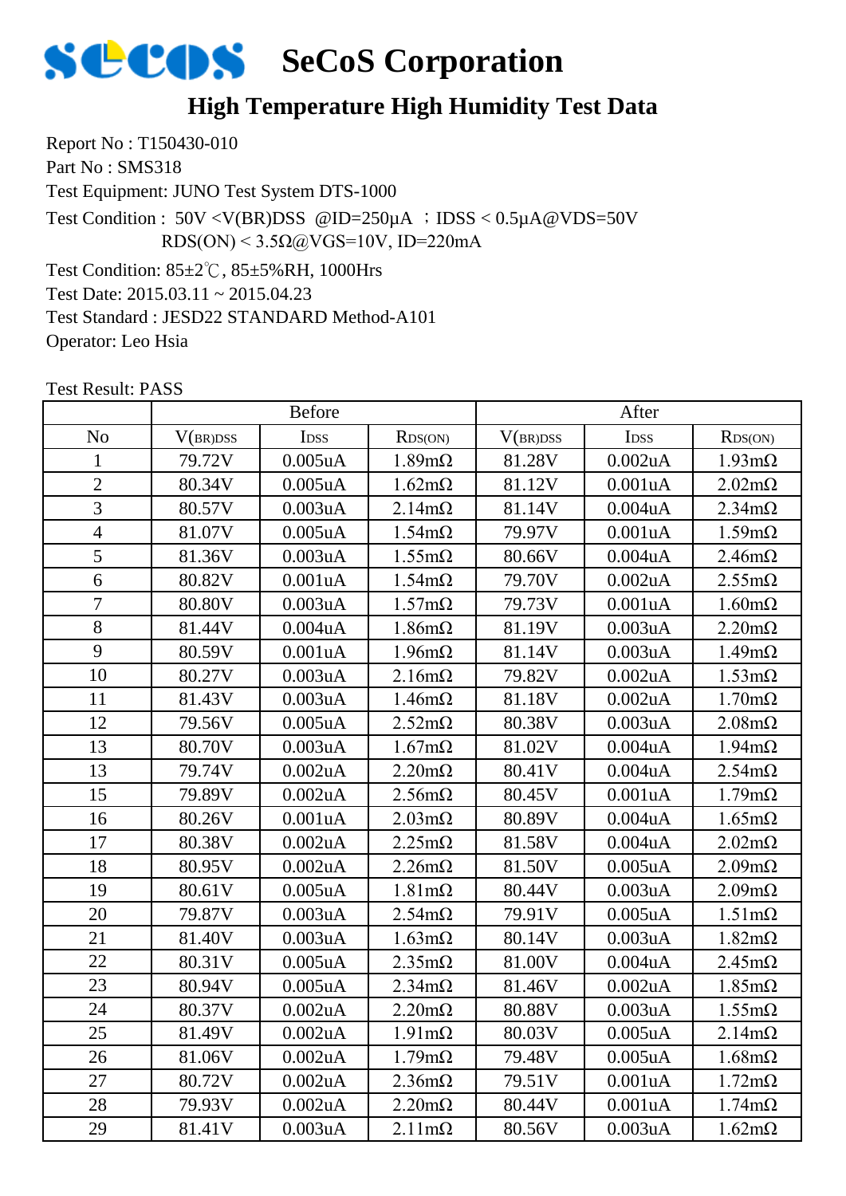# SeCoS Corporation

## High Temperature High Humidity Test Data

Report No : T150430-010
Part No : SMS318
Test Equipment: JUNO Test System DTS-1000
Test Condition : 50V <V(BR)DSS @ID=250μA ；IDSS < 0.5μA@VDS=50V
RDS(ON) < 3.5Ω@VGS=10V, ID=220mA
Test Condition: 85±2℃, 85±5%RH, 1000Hrs
Test Date: 2015.03.11 ~ 2015.04.23
Test Standard : JESD22 STANDARD Method-A101
Operator: Leo Hsia

Test Result: PASS

| | Before | | | After | | |
|---|---|---|---|---|---|---|
| No | $V_{(BR)DSS}$ | $I_{DSS}$ | $R_{DS(ON)}$ | $V_{(BR)DSS}$ | $I_{DSS}$ | $R_{DS(ON)}$ |
| 1 | 79.72V | 0.005uA | 1.89mΩ | 81.28V | 0.002uA | 1.93mΩ |
| 2 | 80.34V | 0.005uA | 1.62mΩ | 81.12V | 0.001uA | 2.02mΩ |
| 3 | 80.57V | 0.003uA | 2.14mΩ | 81.14V | 0.004uA | 2.34mΩ |
| 4 | 81.07V | 0.005uA | 1.54mΩ | 79.97V | 0.001uA | 1.59mΩ |
| 5 | 81.36V | 0.003uA | 1.55mΩ | 80.66V | 0.004uA | 2.46mΩ |
| 6 | 80.82V | 0.001uA | 1.54mΩ | 79.70V | 0.002uA | 2.55mΩ |
| 7 | 80.80V | 0.003uA | 1.57mΩ | 79.73V | 0.001uA | 1.60mΩ |
| 8 | 81.44V | 0.004uA | 1.86mΩ | 81.19V | 0.003uA | 2.20mΩ |
| 9 | 80.59V | 0.001uA | 1.96mΩ | 81.14V | 0.003uA | 1.49mΩ |
| 10 | 80.27V | 0.003uA | 2.16mΩ | 79.82V | 0.002uA | 1.53mΩ |
| 11 | 81.43V | 0.003uA | 1.46mΩ | 81.18V | 0.002uA | 1.70mΩ |
| 12 | 79.56V | 0.005uA | 2.52mΩ | 80.38V | 0.003uA | 2.08mΩ |
| 13 | 80.70V | 0.003uA | 1.67mΩ | 81.02V | 0.004uA | 1.94mΩ |
| 13 | 79.74V | 0.002uA | 2.20mΩ | 80.41V | 0.004uA | 2.54mΩ |
| 15 | 79.89V | 0.002uA | 2.56mΩ | 80.45V | 0.001uA | 1.79mΩ |
| 16 | 80.26V | 0.001uA | 2.03mΩ | 80.89V | 0.004uA | 1.65mΩ |
| 17 | 80.38V | 0.002uA | 2.25mΩ | 81.58V | 0.004uA | 2.02mΩ |
| 18 | 80.95V | 0.002uA | 2.26mΩ | 81.50V | 0.005uA | 2.09mΩ |
| 19 | 80.61V | 0.005uA | 1.81mΩ | 80.44V | 0.003uA | 2.09mΩ |
| 20 | 79.87V | 0.003uA | 2.54mΩ | 79.91V | 0.005uA | 1.51mΩ |
| 21 | 81.40V | 0.003uA | 1.63mΩ | 80.14V | 0.003uA | 1.82mΩ |
| 22 | 80.31V | 0.005uA | 2.35mΩ | 81.00V | 0.004uA | 2.45mΩ |
| 23 | 80.94V | 0.005uA | 2.34mΩ | 81.46V | 0.002uA | 1.85mΩ |
| 24 | 80.37V | 0.002uA | 2.20mΩ | 80.88V | 0.003uA | 1.55mΩ |
| 25 | 81.49V | 0.002uA | 1.91mΩ | 80.03V | 0.005uA | 2.14mΩ |
| 26 | 81.06V | 0.002uA | 1.79mΩ | 79.48V | 0.005uA | 1.68mΩ |
| 27 | 80.72V | 0.002uA | 2.36mΩ | 79.51V | 0.001uA | 1.72mΩ |
| 28 | 79.93V | 0.002uA | 2.20mΩ | 80.44V | 0.001uA | 1.74mΩ |
| 29 | 81.41V | 0.003uA | 2.11mΩ | 80.56V | 0.003uA | 1.62mΩ |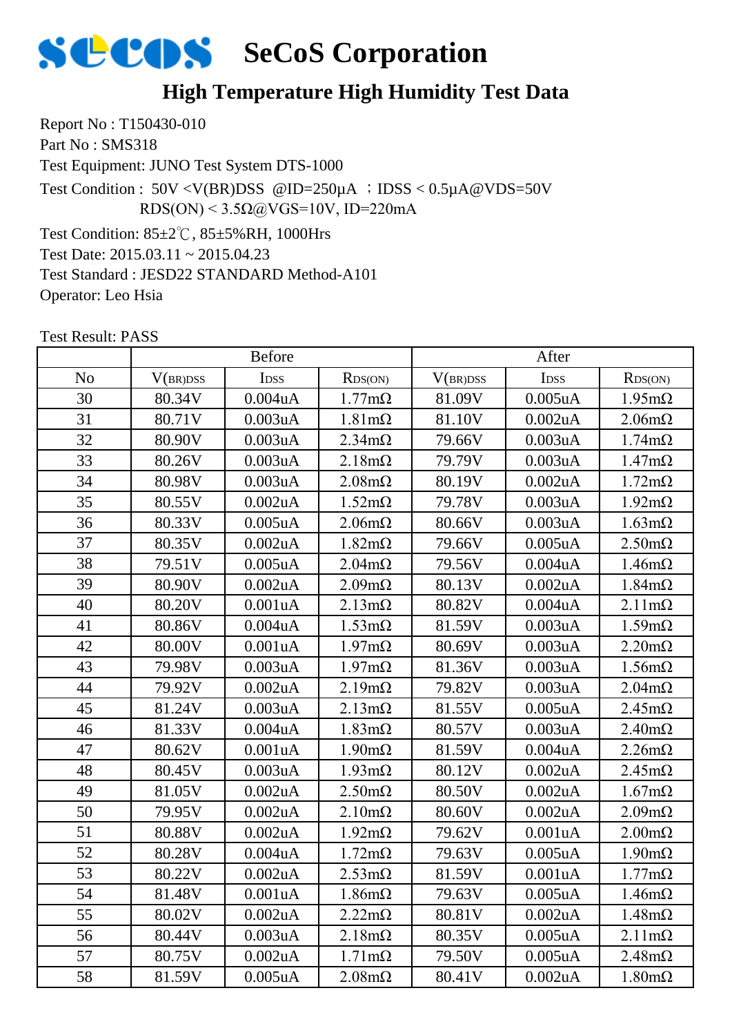# SeCoS Corporation

## High Temperature High Humidity Test Data

Report No : T150430-010

Part No : SMS318

Test Equipment: JUNO Test System DTS-1000

Test Condition : 50V <V(BR)DSS @ID=250μA ；IDSS < 0.5μA@VDS=50V
RDS(ON) < 3.5Ω@VGS=10V, ID=220mA

Test Condition: 85±2℃, 85±5%RH, 1000Hrs

Test Date: 2015.03.11 ~ 2015.04.23

Test Standard : JESD22 STANDARD Method-A101

Operator: Leo Hsia

Test Result: PASS

| | Before | | | After | | |
|---|---|---|---|---|---|---|
| No | $V_{(BR)DSS}$ | $I_{DSS}$ | $R_{DS(ON)}$ | $V_{(BR)DSS}$ | $I_{DSS}$ | $R_{DS(ON)}$ |
| 30 | 80.34V | 0.004uA | 1.77mΩ | 81.09V | 0.005uA | 1.95mΩ |
| 31 | 80.71V | 0.003uA | 1.81mΩ | 81.10V | 0.002uA | 2.06mΩ |
| 32 | 80.90V | 0.003uA | 2.34mΩ | 79.66V | 0.003uA | 1.74mΩ |
| 33 | 80.26V | 0.003uA | 2.18mΩ | 79.79V | 0.003uA | 1.47mΩ |
| 34 | 80.98V | 0.003uA | 2.08mΩ | 80.19V | 0.002uA | 1.72mΩ |
| 35 | 80.55V | 0.002uA | 1.52mΩ | 79.78V | 0.003uA | 1.92mΩ |
| 36 | 80.33V | 0.005uA | 2.06mΩ | 80.66V | 0.003uA | 1.63mΩ |
| 37 | 80.35V | 0.002uA | 1.82mΩ | 79.66V | 0.005uA | 2.50mΩ |
| 38 | 79.51V | 0.005uA | 2.04mΩ | 79.56V | 0.004uA | 1.46mΩ |
| 39 | 80.90V | 0.002uA | 2.09mΩ | 80.13V | 0.002uA | 1.84mΩ |
| 40 | 80.20V | 0.001uA | 2.13mΩ | 80.82V | 0.004uA | 2.11mΩ |
| 41 | 80.86V | 0.004uA | 1.53mΩ | 81.59V | 0.003uA | 1.59mΩ |
| 42 | 80.00V | 0.001uA | 1.97mΩ | 80.69V | 0.003uA | 2.20mΩ |
| 43 | 79.98V | 0.003uA | 1.97mΩ | 81.36V | 0.003uA | 1.56mΩ |
| 44 | 79.92V | 0.002uA | 2.19mΩ | 79.82V | 0.003uA | 2.04mΩ |
| 45 | 81.24V | 0.003uA | 2.13mΩ | 81.55V | 0.005uA | 2.45mΩ |
| 46 | 81.33V | 0.004uA | 1.83mΩ | 80.57V | 0.003uA | 2.40mΩ |
| 47 | 80.62V | 0.001uA | 1.90mΩ | 81.59V | 0.004uA | 2.26mΩ |
| 48 | 80.45V | 0.003uA | 1.93mΩ | 80.12V | 0.002uA | 2.45mΩ |
| 49 | 81.05V | 0.002uA | 2.50mΩ | 80.50V | 0.002uA | 1.67mΩ |
| 50 | 79.95V | 0.002uA | 2.10mΩ | 80.60V | 0.002uA | 2.09mΩ |
| 51 | 80.88V | 0.002uA | 1.92mΩ | 79.62V | 0.001uA | 2.00mΩ |
| 52 | 80.28V | 0.004uA | 1.72mΩ | 79.63V | 0.005uA | 1.90mΩ |
| 53 | 80.22V | 0.002uA | 2.53mΩ | 81.59V | 0.001uA | 1.77mΩ |
| 54 | 81.48V | 0.001uA | 1.86mΩ | 79.63V | 0.005uA | 1.46mΩ |
| 55 | 80.02V | 0.002uA | 2.22mΩ | 80.81V | 0.002uA | 1.48mΩ |
| 56 | 80.44V | 0.003uA | 2.18mΩ | 80.35V | 0.005uA | 2.11mΩ |
| 57 | 80.75V | 0.002uA | 1.71mΩ | 79.50V | 0.005uA | 2.48mΩ |
| 58 | 81.59V | 0.005uA | 2.08mΩ | 80.41V | 0.002uA | 1.80mΩ |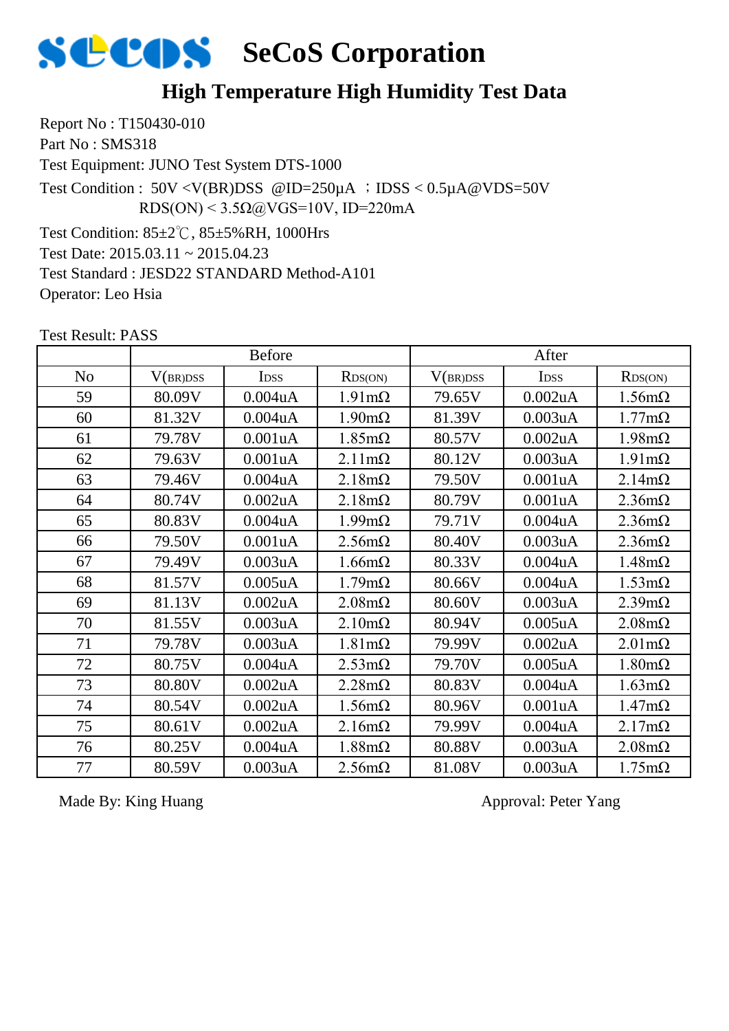# SeCoS Corporation

## High Temperature High Humidity Test Data

Report No : T150430-010

Part No : SMS318

Test Equipment: JUNO Test System DTS-1000

Test Condition : 50V <V(BR)DSS @ID=250μA ；IDSS < 0.5μA@VDS=50V
RDS(ON) < 3.5Ω@VGS=10V, ID=220mA

Test Condition: 85±2℃, 85±5%RH, 1000Hrs

Test Date: 2015.03.11 ~ 2015.04.23

Test Standard : JESD22 STANDARD Method-A101

Operator: Leo Hsia

Test Result: PASS

| | Before | | | After | | |
|---|---|---|---|---|---|---|
| No | $V_{(BR)DSS}$ | $I_{DSS}$ | $R_{DS(ON)}$ | $V_{(BR)DSS}$ | $I_{DSS}$ | $R_{DS(ON)}$ |
| 59 | 80.09V | 0.004uA | 1.91mΩ | 79.65V | 0.002uA | 1.56mΩ |
| 60 | 81.32V | 0.004uA | 1.90mΩ | 81.39V | 0.003uA | 1.77mΩ |
| 61 | 79.78V | 0.001uA | 1.85mΩ | 80.57V | 0.002uA | 1.98mΩ |
| 62 | 79.63V | 0.001uA | 2.11mΩ | 80.12V | 0.003uA | 1.91mΩ |
| 63 | 79.46V | 0.004uA | 2.18mΩ | 79.50V | 0.001uA | 2.14mΩ |
| 64 | 80.74V | 0.002uA | 2.18mΩ | 80.79V | 0.001uA | 2.36mΩ |
| 65 | 80.83V | 0.004uA | 1.99mΩ | 79.71V | 0.004uA | 2.36mΩ |
| 66 | 79.50V | 0.001uA | 2.56mΩ | 80.40V | 0.003uA | 2.36mΩ |
| 67 | 79.49V | 0.003uA | 1.66mΩ | 80.33V | 0.004uA | 1.48mΩ |
| 68 | 81.57V | 0.005uA | 1.79mΩ | 80.66V | 0.004uA | 1.53mΩ |
| 69 | 81.13V | 0.002uA | 2.08mΩ | 80.60V | 0.003uA | 2.39mΩ |
| 70 | 81.55V | 0.003uA | 2.10mΩ | 80.94V | 0.005uA | 2.08mΩ |
| 71 | 79.78V | 0.003uA | 1.81mΩ | 79.99V | 0.002uA | 2.01mΩ |
| 72 | 80.75V | 0.004uA | 2.53mΩ | 79.70V | 0.005uA | 1.80mΩ |
| 73 | 80.80V | 0.002uA | 2.28mΩ | 80.83V | 0.004uA | 1.63mΩ |
| 74 | 80.54V | 0.002uA | 1.56mΩ | 80.96V | 0.001uA | 1.47mΩ |
| 75 | 80.61V | 0.002uA | 2.16mΩ | 79.99V | 0.004uA | 2.17mΩ |
| 76 | 80.25V | 0.004uA | 1.88mΩ | 80.88V | 0.003uA | 2.08mΩ |
| 77 | 80.59V | 0.003uA | 2.56mΩ | 81.08V | 0.003uA | 1.75mΩ |

Made By: King Huang

Approval: Peter Yang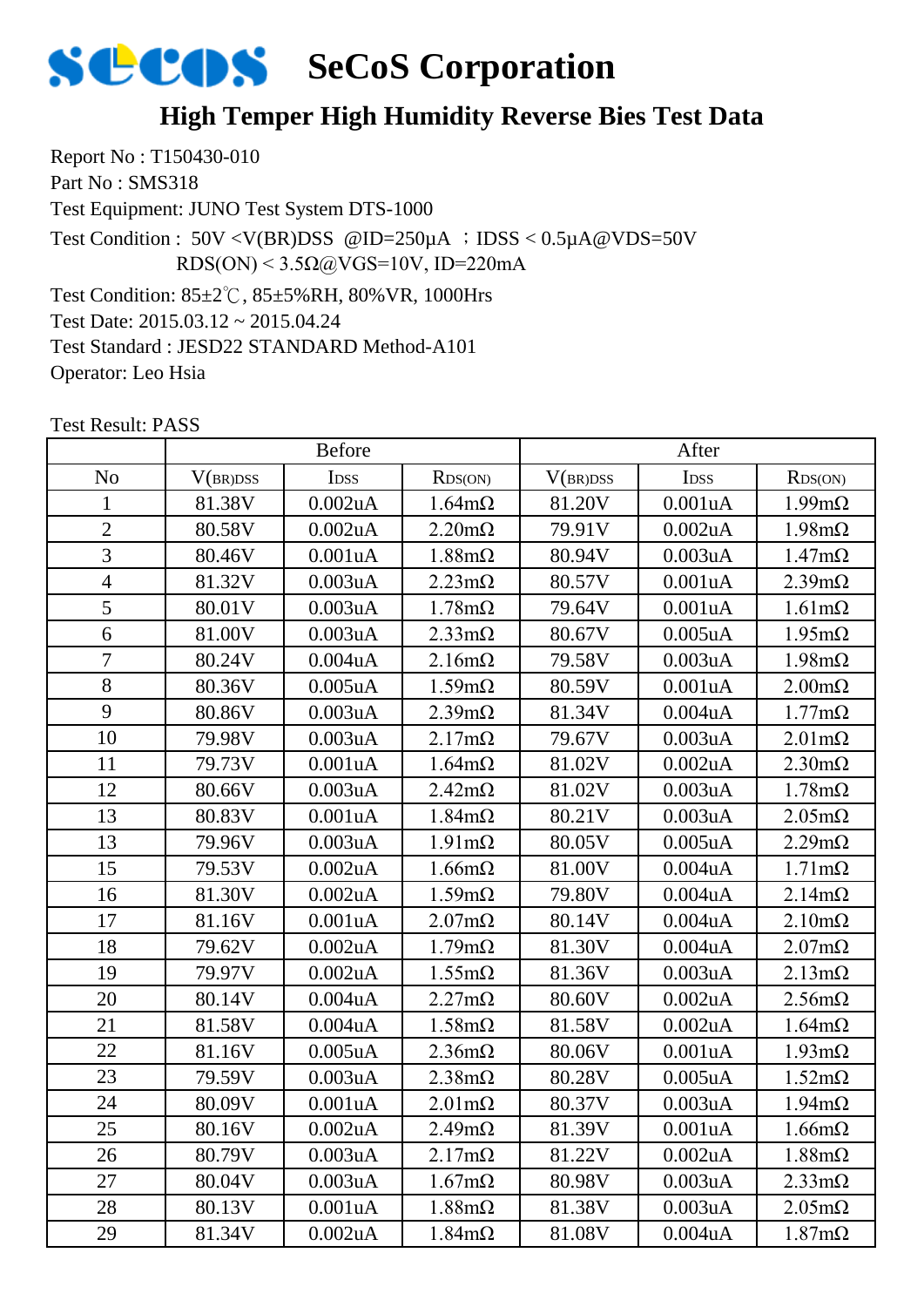# SeCoS Corporation

## High Temper High Humidity Reverse Bies Test Data

Report No : T150430-010
Part No : SMS318
Test Equipment: JUNO Test System DTS-1000
Test Condition : 50V <V(BR)DSS @ID=250μA ；IDSS < 0.5μA@VDS=50V
RDS(ON) < 3.5Ω@VGS=10V, ID=220mA
Test Condition: 85±2℃, 85±5%RH, 80%VR, 1000Hrs
Test Date: 2015.03.12 ~ 2015.04.24
Test Standard : JESD22 STANDARD Method-A101
Operator: Leo Hsia

Test Result: PASS

| | Before | | | After | | |
|---|---|---|---|---|---|---|
| No | $V_{(BR)DSS}$ | $I_{DSS}$ | $R_{DS(ON)}$ | $V_{(BR)DSS}$ | $I_{DSS}$ | $R_{DS(ON)}$ |
| 1 | 81.38V | 0.002uA | 1.64mΩ | 81.20V | 0.001uA | 1.99mΩ |
| 2 | 80.58V | 0.002uA | 2.20mΩ | 79.91V | 0.002uA | 1.98mΩ |
| 3 | 80.46V | 0.001uA | 1.88mΩ | 80.94V | 0.003uA | 1.47mΩ |
| 4 | 81.32V | 0.003uA | 2.23mΩ | 80.57V | 0.001uA | 2.39mΩ |
| 5 | 80.01V | 0.003uA | 1.78mΩ | 79.64V | 0.001uA | 1.61mΩ |
| 6 | 81.00V | 0.003uA | 2.33mΩ | 80.67V | 0.005uA | 1.95mΩ |
| 7 | 80.24V | 0.004uA | 2.16mΩ | 79.58V | 0.003uA | 1.98mΩ |
| 8 | 80.36V | 0.005uA | 1.59mΩ | 80.59V | 0.001uA | 2.00mΩ |
| 9 | 80.86V | 0.003uA | 2.39mΩ | 81.34V | 0.004uA | 1.77mΩ |
| 10 | 79.98V | 0.003uA | 2.17mΩ | 79.67V | 0.003uA | 2.01mΩ |
| 11 | 79.73V | 0.001uA | 1.64mΩ | 81.02V | 0.002uA | 2.30mΩ |
| 12 | 80.66V | 0.003uA | 2.42mΩ | 81.02V | 0.003uA | 1.78mΩ |
| 13 | 80.83V | 0.001uA | 1.84mΩ | 80.21V | 0.003uA | 2.05mΩ |
| 13 | 79.96V | 0.003uA | 1.91mΩ | 80.05V | 0.005uA | 2.29mΩ |
| 15 | 79.53V | 0.002uA | 1.66mΩ | 81.00V | 0.004uA | 1.71mΩ |
| 16 | 81.30V | 0.002uA | 1.59mΩ | 79.80V | 0.004uA | 2.14mΩ |
| 17 | 81.16V | 0.001uA | 2.07mΩ | 80.14V | 0.004uA | 2.10mΩ |
| 18 | 79.62V | 0.002uA | 1.79mΩ | 81.30V | 0.004uA | 2.07mΩ |
| 19 | 79.97V | 0.002uA | 1.55mΩ | 81.36V | 0.003uA | 2.13mΩ |
| 20 | 80.14V | 0.004uA | 2.27mΩ | 80.60V | 0.002uA | 2.56mΩ |
| 21 | 81.58V | 0.004uA | 1.58mΩ | 81.58V | 0.002uA | 1.64mΩ |
| 22 | 81.16V | 0.005uA | 2.36mΩ | 80.06V | 0.001uA | 1.93mΩ |
| 23 | 79.59V | 0.003uA | 2.38mΩ | 80.28V | 0.005uA | 1.52mΩ |
| 24 | 80.09V | 0.001uA | 2.01mΩ | 80.37V | 0.003uA | 1.94mΩ |
| 25 | 80.16V | 0.002uA | 2.49mΩ | 81.39V | 0.001uA | 1.66mΩ |
| 26 | 80.79V | 0.003uA | 2.17mΩ | 81.22V | 0.002uA | 1.88mΩ |
| 27 | 80.04V | 0.003uA | 1.67mΩ | 80.98V | 0.003uA | 2.33mΩ |
| 28 | 80.13V | 0.001uA | 1.88mΩ | 81.38V | 0.003uA | 2.05mΩ |
| 29 | 81.34V | 0.002uA | 1.84mΩ | 81.08V | 0.004uA | 1.87mΩ |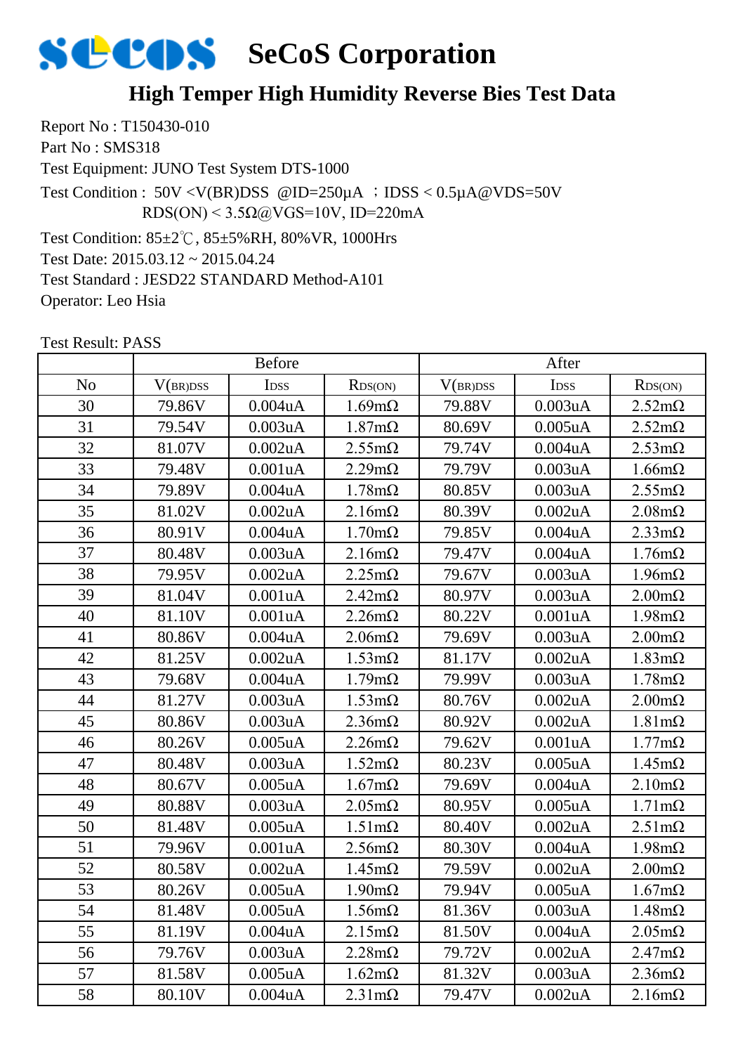# SeCoS Corporation

## High Temper High Humidity Reverse Bies Test Data

Report No : T150430-010

Part No : SMS318

Test Equipment: JUNO Test System DTS-1000

Test Condition : 50V <V(BR)DSS @ID=250μA ；IDSS < 0.5μA@VDS=50V
RDS(ON) < 3.5Ω@VGS=10V, ID=220mA

Test Condition: 85±2℃, 85±5%RH, 80%VR, 1000Hrs

Test Date: 2015.03.12 ~ 2015.04.24

Test Standard : JESD22 STANDARD Method-A101

Operator: Leo Hsia

Test Result: PASS

| | Before | | | After | | |
|---|---|---|---|---|---|---|
| No | $V_{(BR)DSS}$ | $I_{DSS}$ | $R_{DS(ON)}$ | $V_{(BR)DSS}$ | $I_{DSS}$ | $R_{DS(ON)}$ |
| 30 | 79.86V | 0.004uA | 1.69mΩ | 79.88V | 0.003uA | 2.52mΩ |
| 31 | 79.54V | 0.003uA | 1.87mΩ | 80.69V | 0.005uA | 2.52mΩ |
| 32 | 81.07V | 0.002uA | 2.55mΩ | 79.74V | 0.004uA | 2.53mΩ |
| 33 | 79.48V | 0.001uA | 2.29mΩ | 79.79V | 0.003uA | 1.66mΩ |
| 34 | 79.89V | 0.004uA | 1.78mΩ | 80.85V | 0.003uA | 2.55mΩ |
| 35 | 81.02V | 0.002uA | 2.16mΩ | 80.39V | 0.002uA | 2.08mΩ |
| 36 | 80.91V | 0.004uA | 1.70mΩ | 79.85V | 0.004uA | 2.33mΩ |
| 37 | 80.48V | 0.003uA | 2.16mΩ | 79.47V | 0.004uA | 1.76mΩ |
| 38 | 79.95V | 0.002uA | 2.25mΩ | 79.67V | 0.003uA | 1.96mΩ |
| 39 | 81.04V | 0.001uA | 2.42mΩ | 80.97V | 0.003uA | 2.00mΩ |
| 40 | 81.10V | 0.001uA | 2.26mΩ | 80.22V | 0.001uA | 1.98mΩ |
| 41 | 80.86V | 0.004uA | 2.06mΩ | 79.69V | 0.003uA | 2.00mΩ |
| 42 | 81.25V | 0.002uA | 1.53mΩ | 81.17V | 0.002uA | 1.83mΩ |
| 43 | 79.68V | 0.004uA | 1.79mΩ | 79.99V | 0.003uA | 1.78mΩ |
| 44 | 81.27V | 0.003uA | 1.53mΩ | 80.76V | 0.002uA | 2.00mΩ |
| 45 | 80.86V | 0.003uA | 2.36mΩ | 80.92V | 0.002uA | 1.81mΩ |
| 46 | 80.26V | 0.005uA | 2.26mΩ | 79.62V | 0.001uA | 1.77mΩ |
| 47 | 80.48V | 0.003uA | 1.52mΩ | 80.23V | 0.005uA | 1.45mΩ |
| 48 | 80.67V | 0.005uA | 1.67mΩ | 79.69V | 0.004uA | 2.10mΩ |
| 49 | 80.88V | 0.003uA | 2.05mΩ | 80.95V | 0.005uA | 1.71mΩ |
| 50 | 81.48V | 0.005uA | 1.51mΩ | 80.40V | 0.002uA | 2.51mΩ |
| 51 | 79.96V | 0.001uA | 2.56mΩ | 80.30V | 0.004uA | 1.98mΩ |
| 52 | 80.58V | 0.002uA | 1.45mΩ | 79.59V | 0.002uA | 2.00mΩ |
| 53 | 80.26V | 0.005uA | 1.90mΩ | 79.94V | 0.005uA | 1.67mΩ |
| 54 | 81.48V | 0.005uA | 1.56mΩ | 81.36V | 0.003uA | 1.48mΩ |
| 55 | 81.19V | 0.004uA | 2.15mΩ | 81.50V | 0.004uA | 2.05mΩ |
| 56 | 79.76V | 0.003uA | 2.28mΩ | 79.72V | 0.002uA | 2.47mΩ |
| 57 | 81.58V | 0.005uA | 1.62mΩ | 81.32V | 0.003uA | 2.36mΩ |
| 58 | 80.10V | 0.004uA | 2.31mΩ | 79.47V | 0.002uA | 2.16mΩ |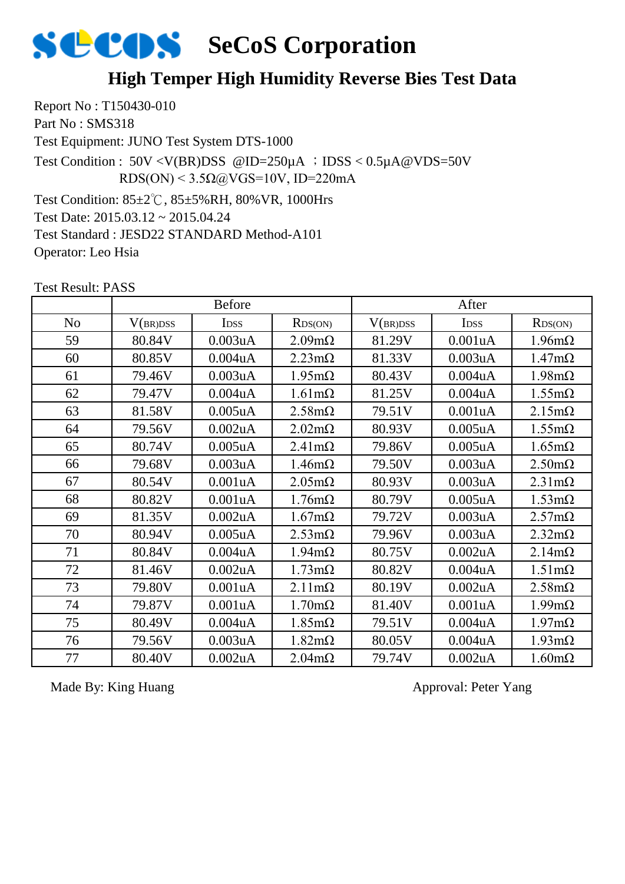# SeCoS Corporation

## High Temper High Humidity Reverse Bies Test Data

Report No : T150430-010
Part No : SMS318
Test Equipment: JUNO Test System DTS-1000
Test Condition : 50V <V(BR)DSS @ID=250μA ；IDSS < 0.5μA@VDS=50V
RDS(ON) < 3.5Ω@VGS=10V, ID=220mA
Test Condition: 85±2℃, 85±5%RH, 80%VR, 1000Hrs
Test Date: 2015.03.12 ~ 2015.04.24
Test Standard : JESD22 STANDARD Method-A101
Operator: Leo Hsia

Test Result: PASS

| | Before | | | After | | |
|---|---|---|---|---|---|---|
| No | $V_{(BR)DSS}$ | $I_{DSS}$ | $R_{DS(ON)}$ | $V_{(BR)DSS}$ | $I_{DSS}$ | $R_{DS(ON)}$ |
| 59 | 80.84V | 0.003uA | 2.09mΩ | 81.29V | 0.001uA | 1.96mΩ |
| 60 | 80.85V | 0.004uA | 2.23mΩ | 81.33V | 0.003uA | 1.47mΩ |
| 61 | 79.46V | 0.003uA | 1.95mΩ | 80.43V | 0.004uA | 1.98mΩ |
| 62 | 79.47V | 0.004uA | 1.61mΩ | 81.25V | 0.004uA | 1.55mΩ |
| 63 | 81.58V | 0.005uA | 2.58mΩ | 79.51V | 0.001uA | 2.15mΩ |
| 64 | 79.56V | 0.002uA | 2.02mΩ | 80.93V | 0.005uA | 1.55mΩ |
| 65 | 80.74V | 0.005uA | 2.41mΩ | 79.86V | 0.005uA | 1.65mΩ |
| 66 | 79.68V | 0.003uA | 1.46mΩ | 79.50V | 0.003uA | 2.50mΩ |
| 67 | 80.54V | 0.001uA | 2.05mΩ | 80.93V | 0.003uA | 2.31mΩ |
| 68 | 80.82V | 0.001uA | 1.76mΩ | 80.79V | 0.005uA | 1.53mΩ |
| 69 | 81.35V | 0.002uA | 1.67mΩ | 79.72V | 0.003uA | 2.57mΩ |
| 70 | 80.94V | 0.005uA | 2.53mΩ | 79.96V | 0.003uA | 2.32mΩ |
| 71 | 80.84V | 0.004uA | 1.94mΩ | 80.75V | 0.002uA | 2.14mΩ |
| 72 | 81.46V | 0.002uA | 1.73mΩ | 80.82V | 0.004uA | 1.51mΩ |
| 73 | 79.80V | 0.001uA | 2.11mΩ | 80.19V | 0.002uA | 2.58mΩ |
| 74 | 79.87V | 0.001uA | 1.70mΩ | 81.40V | 0.001uA | 1.99mΩ |
| 75 | 80.49V | 0.004uA | 1.85mΩ | 79.51V | 0.004uA | 1.97mΩ |
| 76 | 79.56V | 0.003uA | 1.82mΩ | 80.05V | 0.004uA | 1.93mΩ |
| 77 | 80.40V | 0.002uA | 2.04mΩ | 79.74V | 0.002uA | 1.60mΩ |

Made By: King Huang

Approval: Peter Yang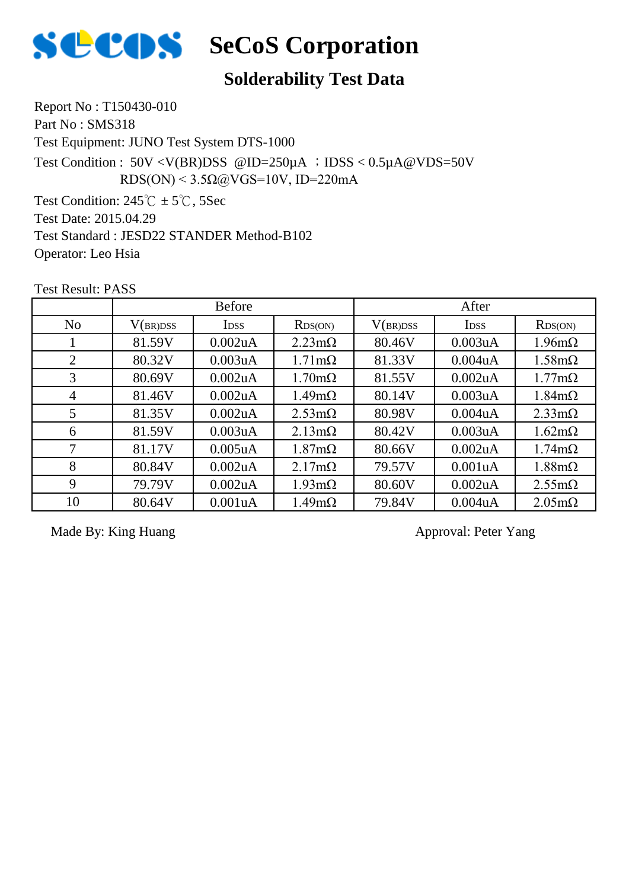# SeCoS Corporation

## Solderability Test Data

Report No : T150430-010

Part No : SMS318

Test Equipment: JUNO Test System DTS-1000

Test Condition : 50V <V(BR)DSS @ID=250μA ；IDSS < 0.5μA@VDS=50V
RDS(ON) < 3.5Ω@VGS=10V, ID=220mA

Test Condition: 245℃ ± 5℃, 5Sec

Test Date: 2015.04.29

Test Standard : JESD22 STANDER Method-B102

Operator: Leo Hsia

Test Result: PASS

| | Before | | | After | | |
|---|---|---|---|---|---|---|
| No | $V_{(BR)DSS}$ | $I_{DSS}$ | $R_{DS(ON)}$ | $V_{(BR)DSS}$ | $I_{DSS}$ | $R_{DS(ON)}$ |
| 1 | 81.59V | 0.002uA | 2.23mΩ | 80.46V | 0.003uA | 1.96mΩ |
| 2 | 80.32V | 0.003uA | 1.71mΩ | 81.33V | 0.004uA | 1.58mΩ |
| 3 | 80.69V | 0.002uA | 1.70mΩ | 81.55V | 0.002uA | 1.77mΩ |
| 4 | 81.46V | 0.002uA | 1.49mΩ | 80.14V | 0.003uA | 1.84mΩ |
| 5 | 81.35V | 0.002uA | 2.53mΩ | 80.98V | 0.004uA | 2.33mΩ |
| 6 | 81.59V | 0.003uA | 2.13mΩ | 80.42V | 0.003uA | 1.62mΩ |
| 7 | 81.17V | 0.005uA | 1.87mΩ | 80.66V | 0.002uA | 1.74mΩ |
| 8 | 80.84V | 0.002uA | 2.17mΩ | 79.57V | 0.001uA | 1.88mΩ |
| 9 | 79.79V | 0.002uA | 1.93mΩ | 80.60V | 0.002uA | 2.55mΩ |
| 10 | 80.64V | 0.001uA | 1.49mΩ | 79.84V | 0.004uA | 2.05mΩ |

Made By: King Huang

Approval: Peter Yang